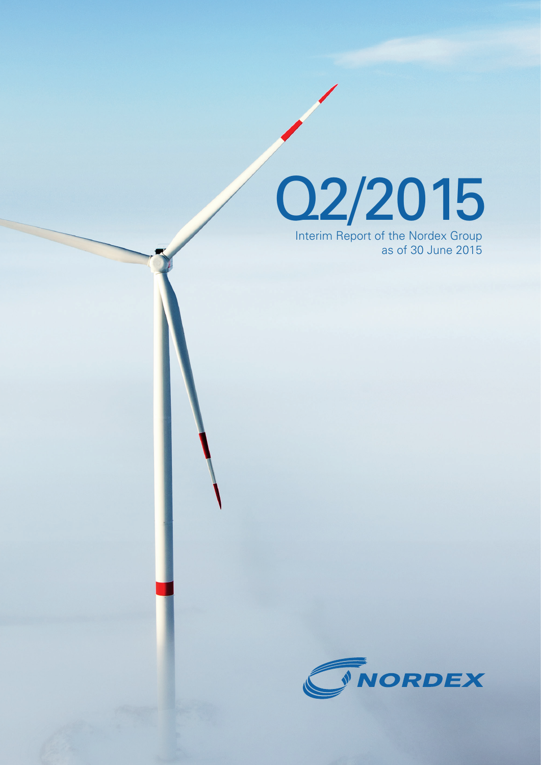# Q2/2015

Interim Report of the Nordex Group as of 30 June 2015

NORDEX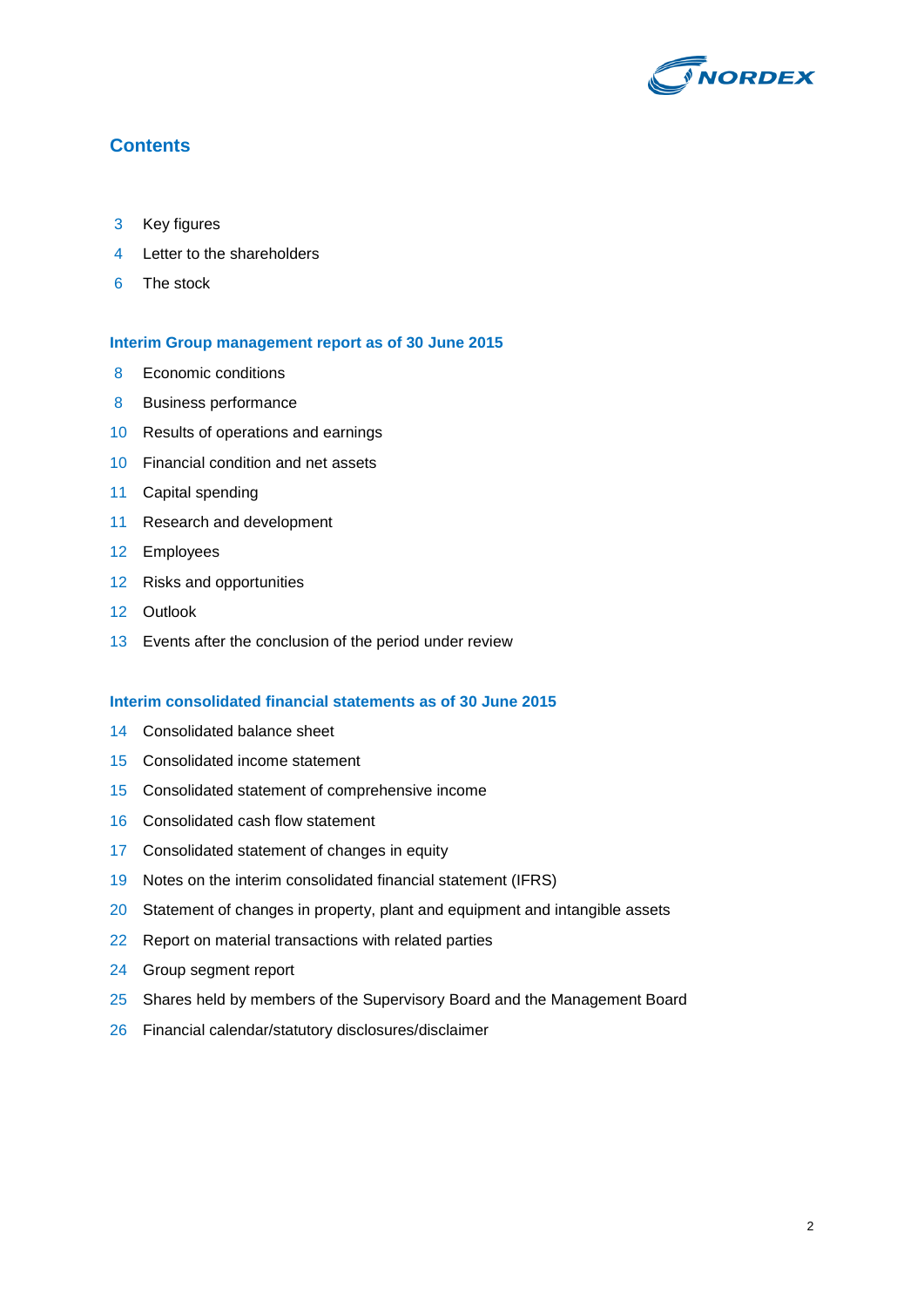## Contents

3 Key figures

4 Letter to the shareholders

6 The stock

### Interim Group management report as of 30 June 2015

8 Economic conditions

8 Business performance

10 Results of operations and earnings

10 Financial condition and net assets

11 Capital spending

11 Research and development

12 Employees

12 Risks and opportunities

12 Outlook

13 Events after the conclusion of the period under review

### Interim consolidated financial statements as of 30 June 2015

14 Consolidated balance sheet

15 Consolidated income statement

15 Consolidated statement of comprehensive income

16 Consolidated cash flow statement

17 Consolidated statement of changes in equity

19 Notes on the interim consolidated financial statement (IFRS)

20 Statement of changes in property, plant and equipment and intangible assets

22 Report on material transactions with related parties

24 Group segment report

25 Shares held by members of the Supervisory Board and the Management Board

26 Financial calendar/statutory disclosures/disclaimer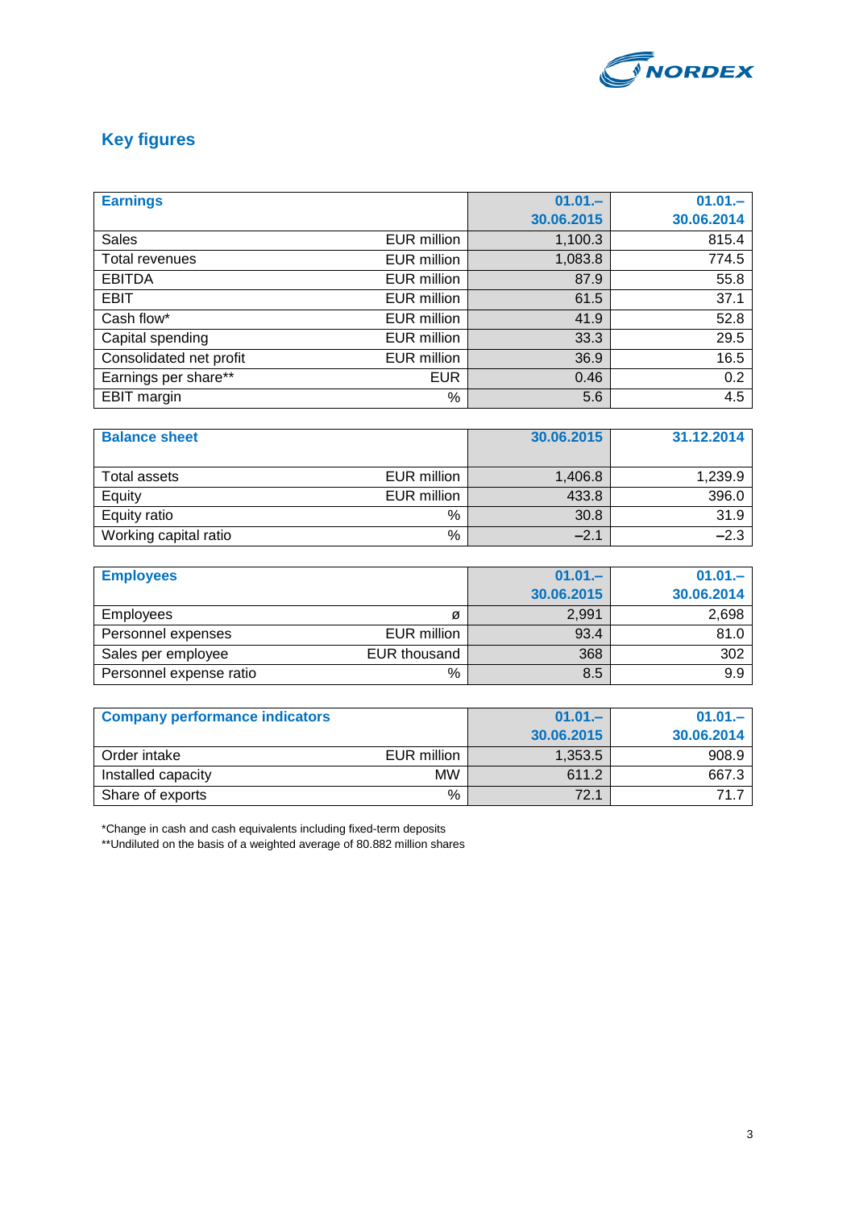## Key figures

| Earnings | | 01.01.– 30.06.2015 | 01.01.– 30.06.2014 |
|---|---|---|---|
| Sales | EUR million | 1,100.3 | 815.4 |
| Total revenues | EUR million | 1,083.8 | 774.5 |
| EBITDA | EUR million | 87.9 | 55.8 |
| EBIT | EUR million | 61.5 | 37.1 |
| Cash flow* | EUR million | 41.9 | 52.8 |
| Capital spending | EUR million | 33.3 | 29.5 |
| Consolidated net profit | EUR million | 36.9 | 16.5 |
| Earnings per share** | EUR | 0.46 | 0.2 |
| EBIT margin | % | 5.6 | 4.5 |

| Balance sheet | | 30.06.2015 | 31.12.2014 |
|---|---|---|---|
| Total assets | EUR million | 1,406.8 | 1,239.9 |
| Equity | EUR million | 433.8 | 396.0 |
| Equity ratio | % | 30.8 | 31.9 |
| Working capital ratio | % | −2.1 | −2.3 |

| Employees | | 01.01.– 30.06.2015 | 01.01.– 30.06.2014 |
|---|---|---|---|
| Employees | ø | 2,991 | 2,698 |
| Personnel expenses | EUR million | 93.4 | 81.0 |
| Sales per employee | EUR thousand | 368 | 302 |
| Personnel expense ratio | % | 8.5 | 9.9 |

| Company performance indicators | | 01.01.– 30.06.2015 | 01.01.– 30.06.2014 |
|---|---|---|---|
| Order intake | EUR million | 1,353.5 | 908.9 |
| Installed capacity | MW | 611.2 | 667.3 |
| Share of exports | % | 72.1 | 71.7 |

*Change in cash and cash equivalents including fixed-term deposits
**Undiluted on the basis of a weighted average of 80.882 million shares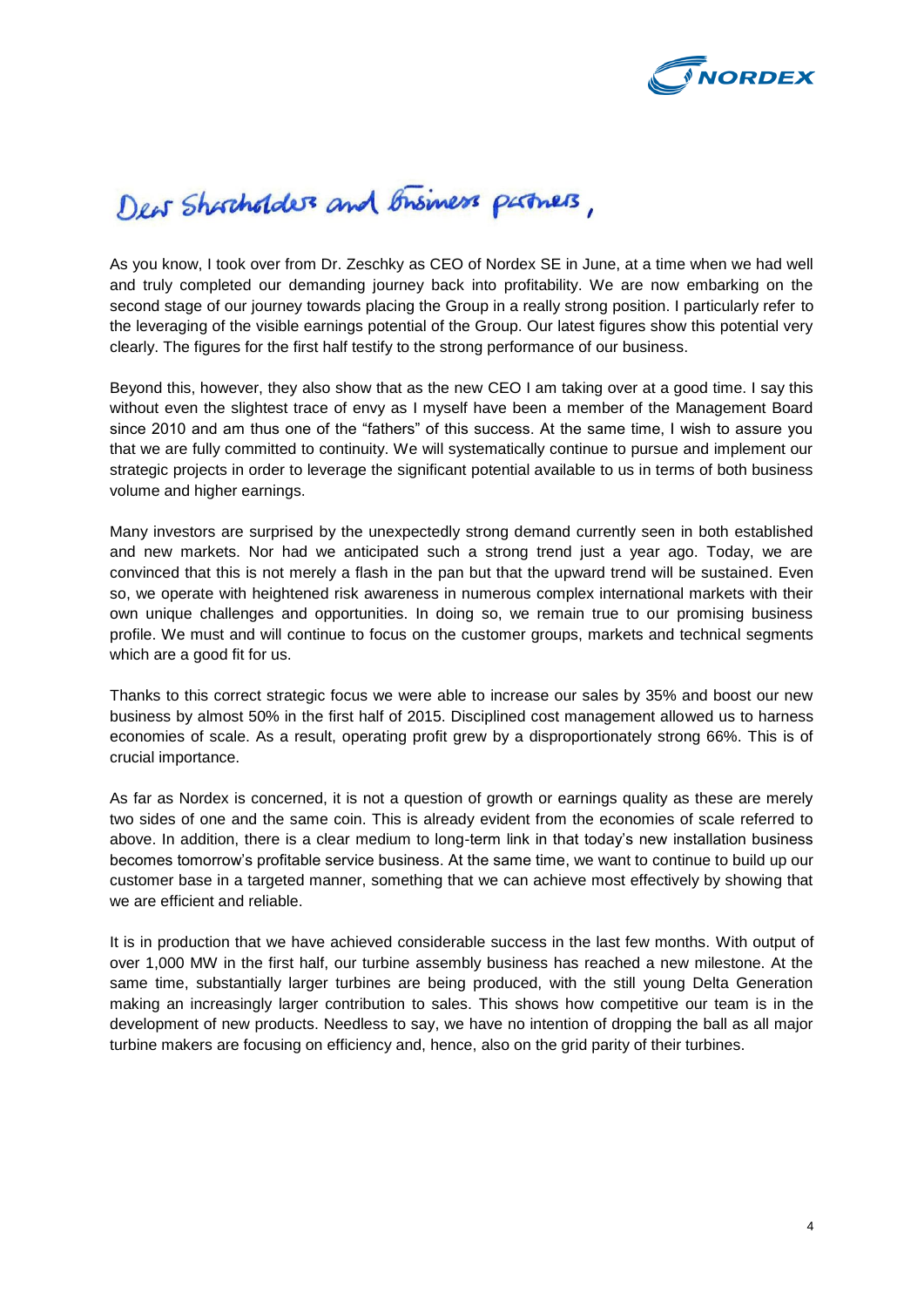Dear Shareholders and Business partners,

As you know, I took over from Dr. Zeschky as CEO of Nordex SE in June, at a time when we had well and truly completed our demanding journey back into profitability. We are now embarking on the second stage of our journey towards placing the Group in a really strong position. I particularly refer to the leveraging of the visible earnings potential of the Group. Our latest figures show this potential very clearly. The figures for the first half testify to the strong performance of our business.

Beyond this, however, they also show that as the new CEO I am taking over at a good time. I say this without even the slightest trace of envy as I myself have been a member of the Management Board since 2010 and am thus one of the "fathers" of this success. At the same time, I wish to assure you that we are fully committed to continuity. We will systematically continue to pursue and implement our strategic projects in order to leverage the significant potential available to us in terms of both business volume and higher earnings.

Many investors are surprised by the unexpectedly strong demand currently seen in both established and new markets. Nor had we anticipated such a strong trend just a year ago. Today, we are convinced that this is not merely a flash in the pan but that the upward trend will be sustained. Even so, we operate with heightened risk awareness in numerous complex international markets with their own unique challenges and opportunities. In doing so, we remain true to our promising business profile. We must and will continue to focus on the customer groups, markets and technical segments which are a good fit for us.

Thanks to this correct strategic focus we were able to increase our sales by 35% and boost our new business by almost 50% in the first half of 2015. Disciplined cost management allowed us to harness economies of scale. As a result, operating profit grew by a disproportionately strong 66%. This is of crucial importance.

As far as Nordex is concerned, it is not a question of growth or earnings quality as these are merely two sides of one and the same coin. This is already evident from the economies of scale referred to above. In addition, there is a clear medium to long-term link in that today's new installation business becomes tomorrow's profitable service business. At the same time, we want to continue to build up our customer base in a targeted manner, something that we can achieve most effectively by showing that we are efficient and reliable.

It is in production that we have achieved considerable success in the last few months. With output of over 1,000 MW in the first half, our turbine assembly business has reached a new milestone. At the same time, substantially larger turbines are being produced, with the still young Delta Generation making an increasingly larger contribution to sales. This shows how competitive our team is in the development of new products. Needless to say, we have no intention of dropping the ball as all major turbine makers are focusing on efficiency and, hence, also on the grid parity of their turbines.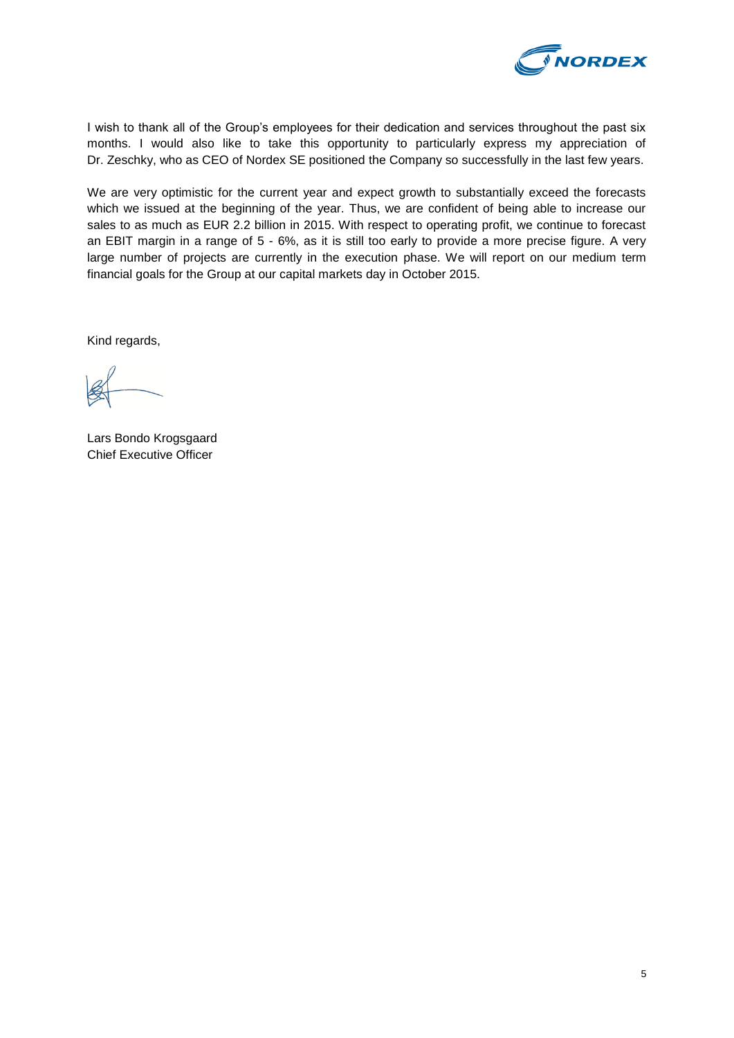I wish to thank all of the Group's employees for their dedication and services throughout the past six months. I would also like to take this opportunity to particularly express my appreciation of Dr. Zeschky, who as CEO of Nordex SE positioned the Company so successfully in the last few years.

We are very optimistic for the current year and expect growth to substantially exceed the forecasts which we issued at the beginning of the year. Thus, we are confident of being able to increase our sales to as much as EUR 2.2 billion in 2015. With respect to operating profit, we continue to forecast an EBIT margin in a range of 5 - 6%, as it is still too early to provide a more precise figure. A very large number of projects are currently in the execution phase. We will report on our medium term financial goals for the Group at our capital markets day in October 2015.

Kind regards,

Lars Bondo Krogsgaard
Chief Executive Officer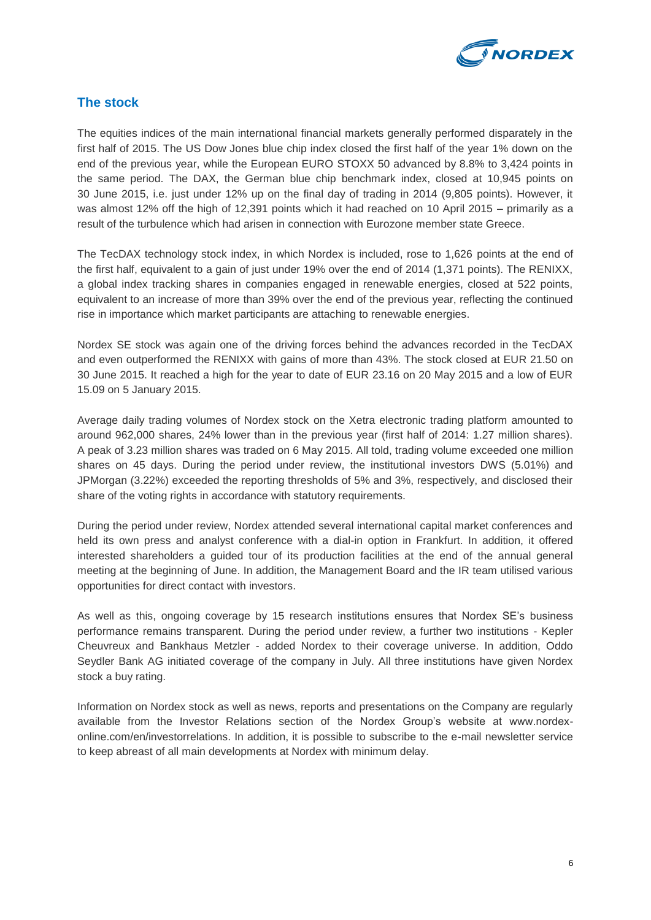## The stock

The equities indices of the main international financial markets generally performed disparately in the first half of 2015. The US Dow Jones blue chip index closed the first half of the year 1% down on the end of the previous year, while the European EURO STOXX 50 advanced by 8.8% to 3,424 points in the same period. The DAX, the German blue chip benchmark index, closed at 10,945 points on 30 June 2015, i.e. just under 12% up on the final day of trading in 2014 (9,805 points). However, it was almost 12% off the high of 12,391 points which it had reached on 10 April 2015 – primarily as a result of the turbulence which had arisen in connection with Eurozone member state Greece.

The TecDAX technology stock index, in which Nordex is included, rose to 1,626 points at the end of the first half, equivalent to a gain of just under 19% over the end of 2014 (1,371 points). The RENIXX, a global index tracking shares in companies engaged in renewable energies, closed at 522 points, equivalent to an increase of more than 39% over the end of the previous year, reflecting the continued rise in importance which market participants are attaching to renewable energies.

Nordex SE stock was again one of the driving forces behind the advances recorded in the TecDAX and even outperformed the RENIXX with gains of more than 43%. The stock closed at EUR 21.50 on 30 June 2015. It reached a high for the year to date of EUR 23.16 on 20 May 2015 and a low of EUR 15.09 on 5 January 2015.

Average daily trading volumes of Nordex stock on the Xetra electronic trading platform amounted to around 962,000 shares, 24% lower than in the previous year (first half of 2014: 1.27 million shares). A peak of 3.23 million shares was traded on 6 May 2015. All told, trading volume exceeded one million shares on 45 days. During the period under review, the institutional investors DWS (5.01%) and JPMorgan (3.22%) exceeded the reporting thresholds of 5% and 3%, respectively, and disclosed their share of the voting rights in accordance with statutory requirements.

During the period under review, Nordex attended several international capital market conferences and held its own press and analyst conference with a dial-in option in Frankfurt. In addition, it offered interested shareholders a guided tour of its production facilities at the end of the annual general meeting at the beginning of June. In addition, the Management Board and the IR team utilised various opportunities for direct contact with investors.

As well as this, ongoing coverage by 15 research institutions ensures that Nordex SE's business performance remains transparent. During the period under review, a further two institutions - Kepler Cheuvreux and Bankhaus Metzler - added Nordex to their coverage universe. In addition, Oddo Seydler Bank AG initiated coverage of the company in July. All three institutions have given Nordex stock a buy rating.

Information on Nordex stock as well as news, reports and presentations on the Company are regularly available from the Investor Relations section of the Nordex Group's website at www.nordex-online.com/en/investorrelations. In addition, it is possible to subscribe to the e-mail newsletter service to keep abreast of all main developments at Nordex with minimum delay.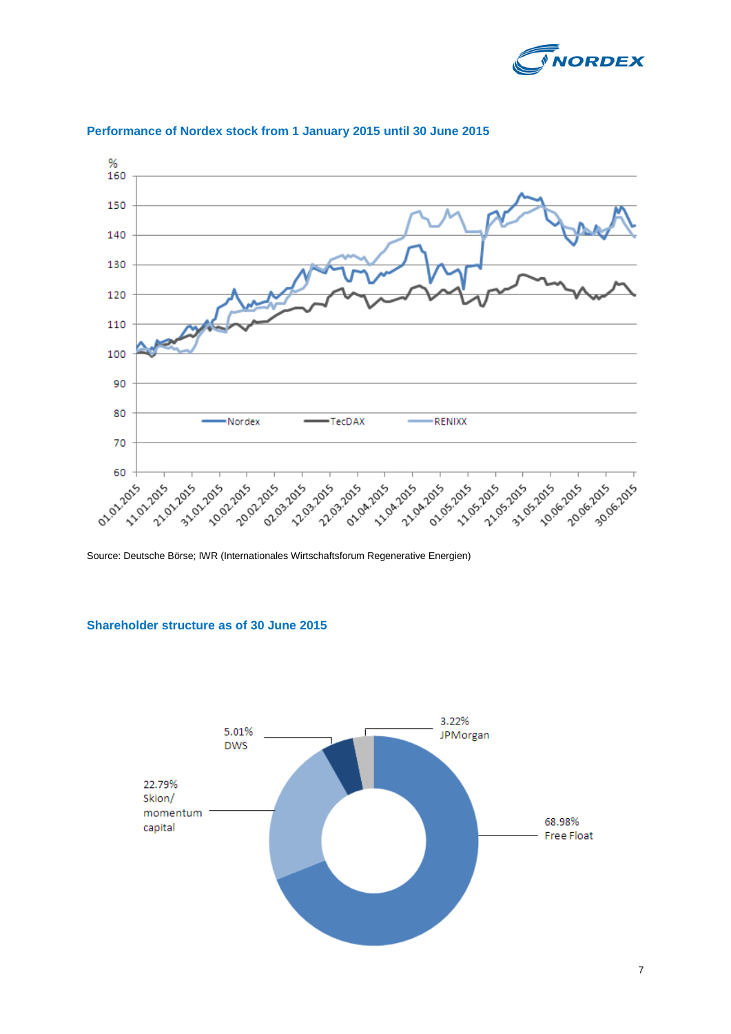## Performance of Nordex stock from 1 January 2015 until 30 June 2015

Source: Deutsche Börse; IWR (Internationales Wirtschaftsforum Regenerative Energien)

## Shareholder structure as of 30 June 2015

| Shareholder | Share |
|---|---|
| Free Float | 68.98% |
| Skion/ momentum capital | 22.79% |
| DWS | 5.01% |
| JPMorgan | 3.22% |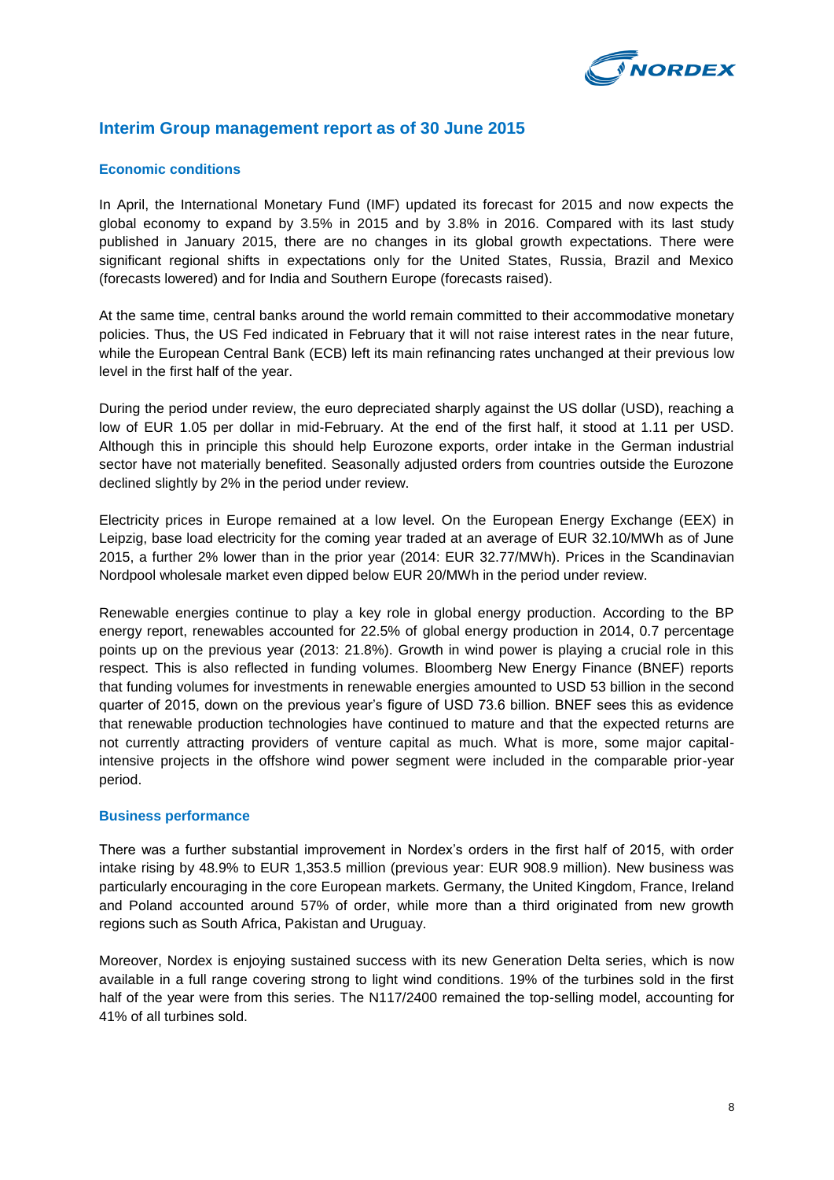# Interim Group management report as of 30 June 2015

## Economic conditions

In April, the International Monetary Fund (IMF) updated its forecast for 2015 and now expects the global economy to expand by 3.5% in 2015 and by 3.8% in 2016. Compared with its last study published in January 2015, there are no changes in its global growth expectations. There were significant regional shifts in expectations only for the United States, Russia, Brazil and Mexico (forecasts lowered) and for India and Southern Europe (forecasts raised).

At the same time, central banks around the world remain committed to their accommodative monetary policies. Thus, the US Fed indicated in February that it will not raise interest rates in the near future, while the European Central Bank (ECB) left its main refinancing rates unchanged at their previous low level in the first half of the year.

During the period under review, the euro depreciated sharply against the US dollar (USD), reaching a low of EUR 1.05 per dollar in mid-February. At the end of the first half, it stood at 1.11 per USD. Although this in principle this should help Eurozone exports, order intake in the German industrial sector have not materially benefited. Seasonally adjusted orders from countries outside the Eurozone declined slightly by 2% in the period under review.

Electricity prices in Europe remained at a low level. On the European Energy Exchange (EEX) in Leipzig, base load electricity for the coming year traded at an average of EUR 32.10/MWh as of June 2015, a further 2% lower than in the prior year (2014: EUR 32.77/MWh). Prices in the Scandinavian Nordpool wholesale market even dipped below EUR 20/MWh in the period under review.

Renewable energies continue to play a key role in global energy production. According to the BP energy report, renewables accounted for 22.5% of global energy production in 2014, 0.7 percentage points up on the previous year (2013: 21.8%). Growth in wind power is playing a crucial role in this respect. This is also reflected in funding volumes. Bloomberg New Energy Finance (BNEF) reports that funding volumes for investments in renewable energies amounted to USD 53 billion in the second quarter of 2015, down on the previous year's figure of USD 73.6 billion. BNEF sees this as evidence that renewable production technologies have continued to mature and that the expected returns are not currently attracting providers of venture capital as much. What is more, some major capital-intensive projects in the offshore wind power segment were included in the comparable prior-year period.

## Business performance

There was a further substantial improvement in Nordex's orders in the first half of 2015, with order intake rising by 48.9% to EUR 1,353.5 million (previous year: EUR 908.9 million). New business was particularly encouraging in the core European markets. Germany, the United Kingdom, France, Ireland and Poland accounted around 57% of order, while more than a third originated from new growth regions such as South Africa, Pakistan and Uruguay.

Moreover, Nordex is enjoying sustained success with its new Generation Delta series, which is now available in a full range covering strong to light wind conditions. 19% of the turbines sold in the first half of the year were from this series. The N117/2400 remained the top-selling model, accounting for 41% of all turbines sold.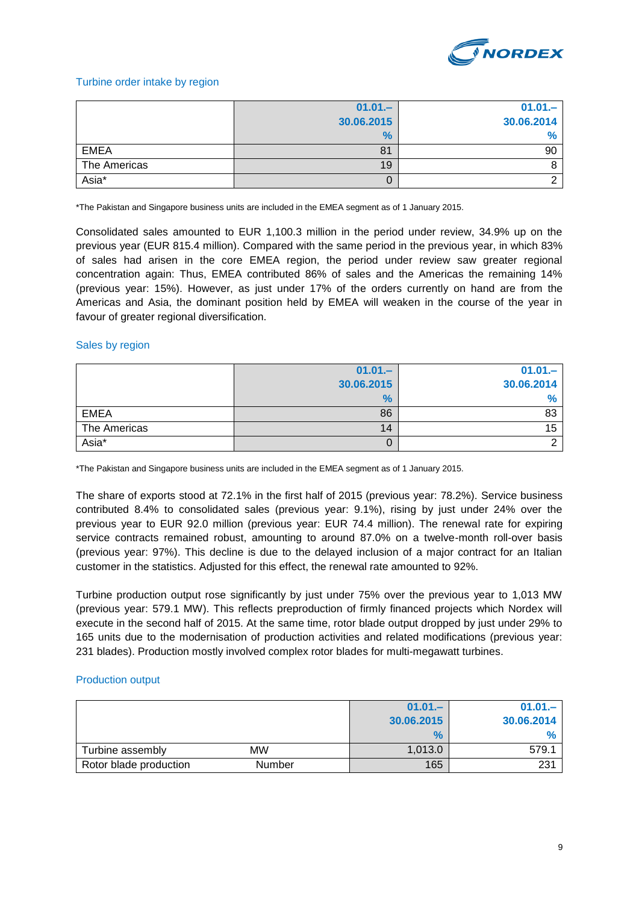### Turbine order intake by region

| | 01.01.–30.06.2015 % | 01.01.–30.06.2014 % |
|---|---|---|
| EMEA | 81 | 90 |
| The Americas | 19 | 8 |
| Asia* | 0 | 2 |

*The Pakistan and Singapore business units are included in the EMEA segment as of 1 January 2015.

Consolidated sales amounted to EUR 1,100.3 million in the period under review, 34.9% up on the previous year (EUR 815.4 million). Compared with the same period in the previous year, in which 83% of sales had arisen in the core EMEA region, the period under review saw greater regional concentration again: Thus, EMEA contributed 86% of sales and the Americas the remaining 14% (previous year: 15%). However, as just under 17% of the orders currently on hand are from the Americas and Asia, the dominant position held by EMEA will weaken in the course of the year in favour of greater regional diversification.

### Sales by region

| | 01.01.–30.06.2015 % | 01.01.–30.06.2014 % |
|---|---|---|
| EMEA | 86 | 83 |
| The Americas | 14 | 15 |
| Asia* | 0 | 2 |

*The Pakistan and Singapore business units are included in the EMEA segment as of 1 January 2015.

The share of exports stood at 72.1% in the first half of 2015 (previous year: 78.2%). Service business contributed 8.4% to consolidated sales (previous year: 9.1%), rising by just under 24% over the previous year to EUR 92.0 million (previous year: EUR 74.4 million). The renewal rate for expiring service contracts remained robust, amounting to around 87.0% on a twelve-month roll-over basis (previous year: 97%). This decline is due to the delayed inclusion of a major contract for an Italian customer in the statistics. Adjusted for this effect, the renewal rate amounted to 92%.

Turbine production output rose significantly by just under 75% over the previous year to 1,013 MW (previous year: 579.1 MW). This reflects preproduction of firmly financed projects which Nordex will execute in the second half of 2015. At the same time, rotor blade output dropped by just under 29% to 165 units due to the modernisation of production activities and related modifications (previous year: 231 blades). Production mostly involved complex rotor blades for multi-megawatt turbines.

### Production output

| | | 01.01.–30.06.2015 % | 01.01.–30.06.2014 % |
|---|---|---|---|
| Turbine assembly | MW | 1,013.0 | 579.1 |
| Rotor blade production | Number | 165 | 231 |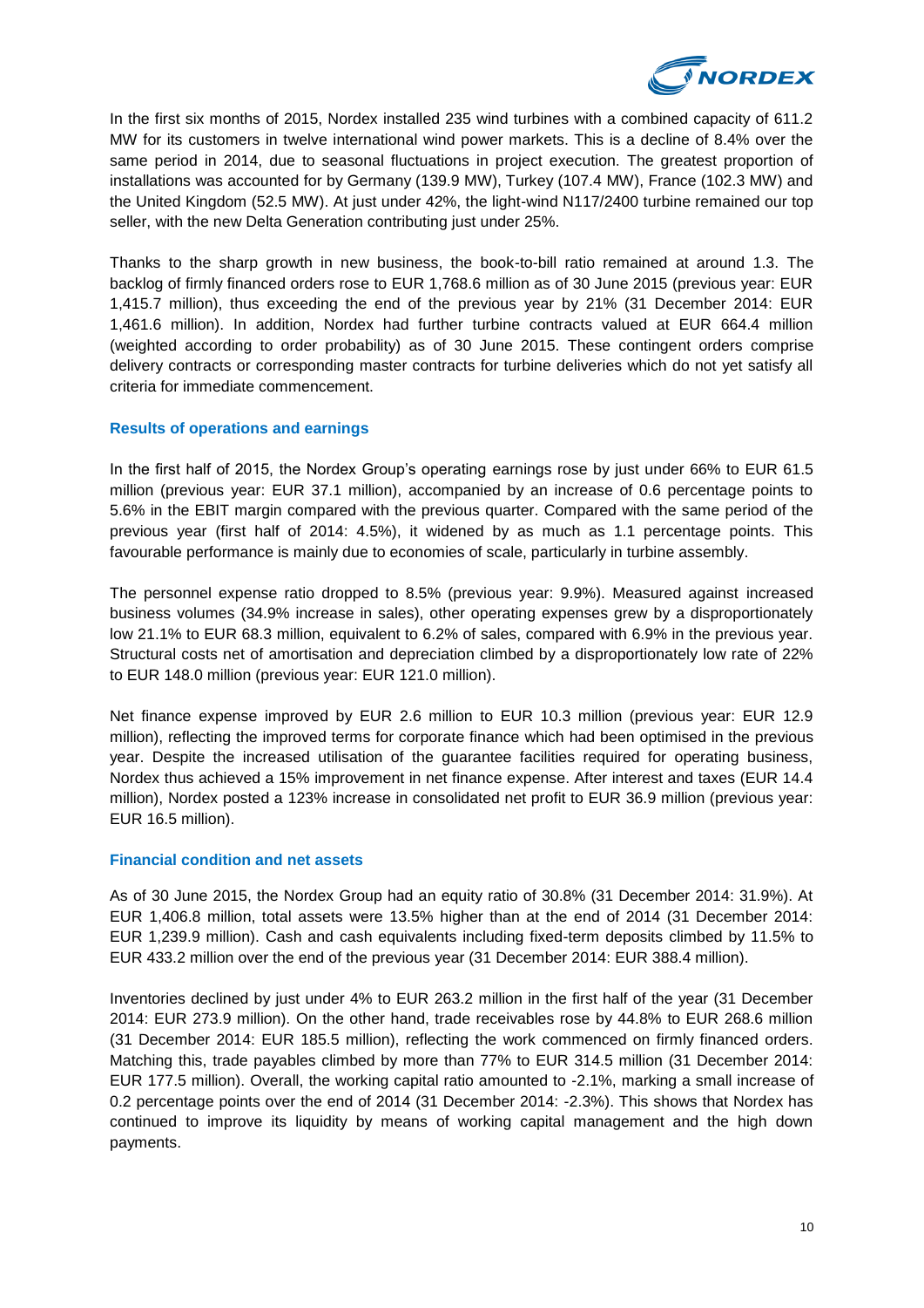In the first six months of 2015, Nordex installed 235 wind turbines with a combined capacity of 611.2 MW for its customers in twelve international wind power markets. This is a decline of 8.4% over the same period in 2014, due to seasonal fluctuations in project execution. The greatest proportion of installations was accounted for by Germany (139.9 MW), Turkey (107.4 MW), France (102.3 MW) and the United Kingdom (52.5 MW). At just under 42%, the light-wind N117/2400 turbine remained our top seller, with the new Delta Generation contributing just under 25%.

Thanks to the sharp growth in new business, the book-to-bill ratio remained at around 1.3. The backlog of firmly financed orders rose to EUR 1,768.6 million as of 30 June 2015 (previous year: EUR 1,415.7 million), thus exceeding the end of the previous year by 21% (31 December 2014: EUR 1,461.6 million). In addition, Nordex had further turbine contracts valued at EUR 664.4 million (weighted according to order probability) as of 30 June 2015. These contingent orders comprise delivery contracts or corresponding master contracts for turbine deliveries which do not yet satisfy all criteria for immediate commencement.

### Results of operations and earnings

In the first half of 2015, the Nordex Group's operating earnings rose by just under 66% to EUR 61.5 million (previous year: EUR 37.1 million), accompanied by an increase of 0.6 percentage points to 5.6% in the EBIT margin compared with the previous quarter. Compared with the same period of the previous year (first half of 2014: 4.5%), it widened by as much as 1.1 percentage points. This favourable performance is mainly due to economies of scale, particularly in turbine assembly.

The personnel expense ratio dropped to 8.5% (previous year: 9.9%). Measured against increased business volumes (34.9% increase in sales), other operating expenses grew by a disproportionately low 21.1% to EUR 68.3 million, equivalent to 6.2% of sales, compared with 6.9% in the previous year. Structural costs net of amortisation and depreciation climbed by a disproportionately low rate of 22% to EUR 148.0 million (previous year: EUR 121.0 million).

Net finance expense improved by EUR 2.6 million to EUR 10.3 million (previous year: EUR 12.9 million), reflecting the improved terms for corporate finance which had been optimised in the previous year. Despite the increased utilisation of the guarantee facilities required for operating business, Nordex thus achieved a 15% improvement in net finance expense. After interest and taxes (EUR 14.4 million), Nordex posted a 123% increase in consolidated net profit to EUR 36.9 million (previous year: EUR 16.5 million).

### Financial condition and net assets

As of 30 June 2015, the Nordex Group had an equity ratio of 30.8% (31 December 2014: 31.9%). At EUR 1,406.8 million, total assets were 13.5% higher than at the end of 2014 (31 December 2014: EUR 1,239.9 million). Cash and cash equivalents including fixed-term deposits climbed by 11.5% to EUR 433.2 million over the end of the previous year (31 December 2014: EUR 388.4 million).

Inventories declined by just under 4% to EUR 263.2 million in the first half of the year (31 December 2014: EUR 273.9 million). On the other hand, trade receivables rose by 44.8% to EUR 268.6 million (31 December 2014: EUR 185.5 million), reflecting the work commenced on firmly financed orders. Matching this, trade payables climbed by more than 77% to EUR 314.5 million (31 December 2014: EUR 177.5 million). Overall, the working capital ratio amounted to -2.1%, marking a small increase of 0.2 percentage points over the end of 2014 (31 December 2014: -2.3%). This shows that Nordex has continued to improve its liquidity by means of working capital management and the high down payments.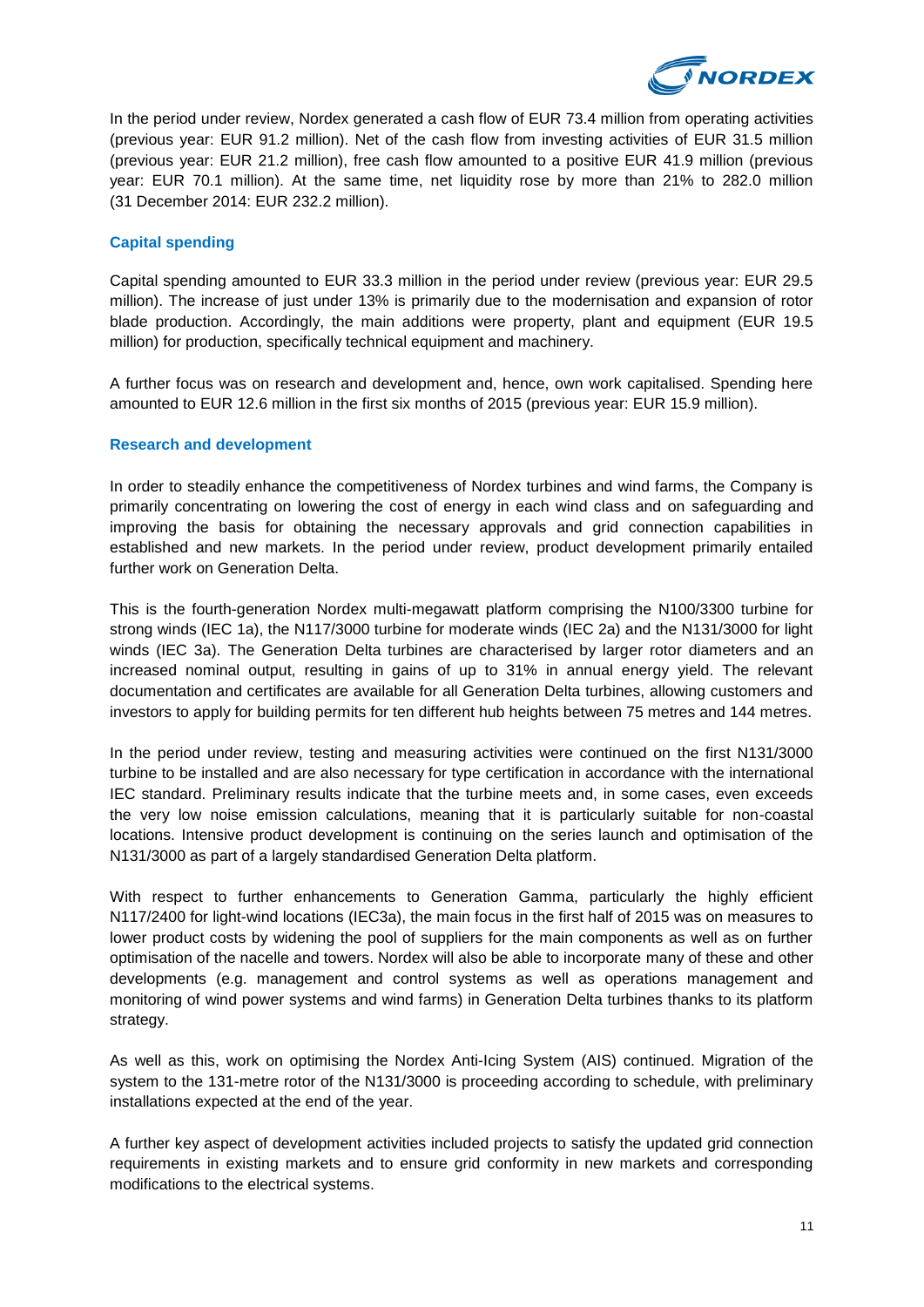In the period under review, Nordex generated a cash flow of EUR 73.4 million from operating activities (previous year: EUR 91.2 million). Net of the cash flow from investing activities of EUR 31.5 million (previous year: EUR 21.2 million), free cash flow amounted to a positive EUR 41.9 million (previous year: EUR 70.1 million). At the same time, net liquidity rose by more than 21% to 282.0 million (31 December 2014: EUR 232.2 million).

## Capital spending

Capital spending amounted to EUR 33.3 million in the period under review (previous year: EUR 29.5 million). The increase of just under 13% is primarily due to the modernisation and expansion of rotor blade production. Accordingly, the main additions were property, plant and equipment (EUR 19.5 million) for production, specifically technical equipment and machinery.

A further focus was on research and development and, hence, own work capitalised. Spending here amounted to EUR 12.6 million in the first six months of 2015 (previous year: EUR 15.9 million).

## Research and development

In order to steadily enhance the competitiveness of Nordex turbines and wind farms, the Company is primarily concentrating on lowering the cost of energy in each wind class and on safeguarding and improving the basis for obtaining the necessary approvals and grid connection capabilities in established and new markets. In the period under review, product development primarily entailed further work on Generation Delta.

This is the fourth-generation Nordex multi-megawatt platform comprising the N100/3300 turbine for strong winds (IEC 1a), the N117/3000 turbine for moderate winds (IEC 2a) and the N131/3000 for light winds (IEC 3a). The Generation Delta turbines are characterised by larger rotor diameters and an increased nominal output, resulting in gains of up to 31% in annual energy yield. The relevant documentation and certificates are available for all Generation Delta turbines, allowing customers and investors to apply for building permits for ten different hub heights between 75 metres and 144 metres.

In the period under review, testing and measuring activities were continued on the first N131/3000 turbine to be installed and are also necessary for type certification in accordance with the international IEC standard. Preliminary results indicate that the turbine meets and, in some cases, even exceeds the very low noise emission calculations, meaning that it is particularly suitable for non-coastal locations. Intensive product development is continuing on the series launch and optimisation of the N131/3000 as part of a largely standardised Generation Delta platform.

With respect to further enhancements to Generation Gamma, particularly the highly efficient N117/2400 for light-wind locations (IEC3a), the main focus in the first half of 2015 was on measures to lower product costs by widening the pool of suppliers for the main components as well as on further optimisation of the nacelle and towers. Nordex will also be able to incorporate many of these and other developments (e.g. management and control systems as well as operations management and monitoring of wind power systems and wind farms) in Generation Delta turbines thanks to its platform strategy.

As well as this, work on optimising the Nordex Anti-Icing System (AIS) continued. Migration of the system to the 131-metre rotor of the N131/3000 is proceeding according to schedule, with preliminary installations expected at the end of the year.

A further key aspect of development activities included projects to satisfy the updated grid connection requirements in existing markets and to ensure grid conformity in new markets and corresponding modifications to the electrical systems.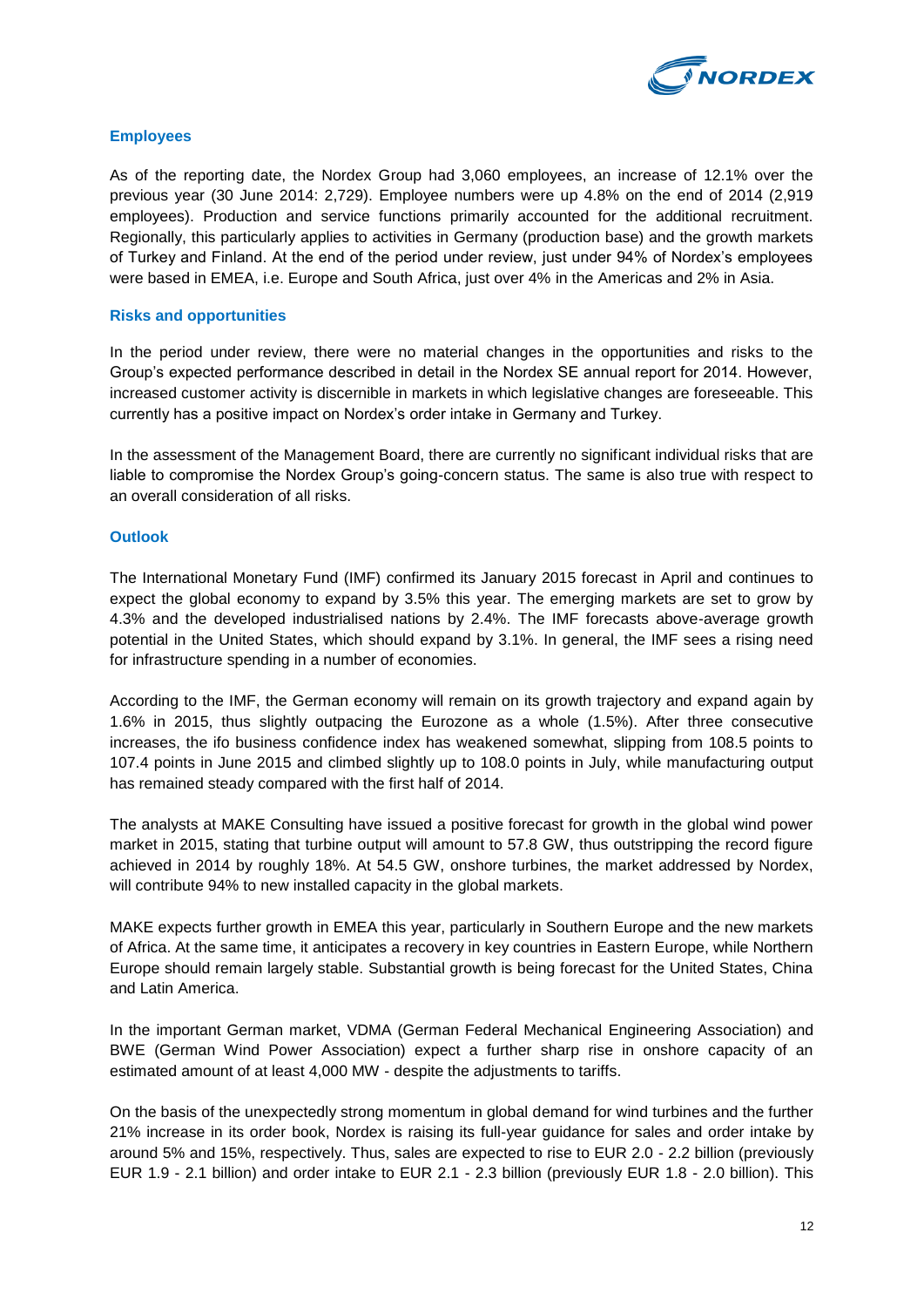## Employees

As of the reporting date, the Nordex Group had 3,060 employees, an increase of 12.1% over the previous year (30 June 2014: 2,729). Employee numbers were up 4.8% on the end of 2014 (2,919 employees). Production and service functions primarily accounted for the additional recruitment. Regionally, this particularly applies to activities in Germany (production base) and the growth markets of Turkey and Finland. At the end of the period under review, just under 94% of Nordex's employees were based in EMEA, i.e. Europe and South Africa, just over 4% in the Americas and 2% in Asia.

## Risks and opportunities

In the period under review, there were no material changes in the opportunities and risks to the Group's expected performance described in detail in the Nordex SE annual report for 2014. However, increased customer activity is discernible in markets in which legislative changes are foreseeable. This currently has a positive impact on Nordex's order intake in Germany and Turkey.

In the assessment of the Management Board, there are currently no significant individual risks that are liable to compromise the Nordex Group's going-concern status. The same is also true with respect to an overall consideration of all risks.

## Outlook

The International Monetary Fund (IMF) confirmed its January 2015 forecast in April and continues to expect the global economy to expand by 3.5% this year. The emerging markets are set to grow by 4.3% and the developed industrialised nations by 2.4%. The IMF forecasts above-average growth potential in the United States, which should expand by 3.1%. In general, the IMF sees a rising need for infrastructure spending in a number of economies.

According to the IMF, the German economy will remain on its growth trajectory and expand again by 1.6% in 2015, thus slightly outpacing the Eurozone as a whole (1.5%). After three consecutive increases, the ifo business confidence index has weakened somewhat, slipping from 108.5 points to 107.4 points in June 2015 and climbed slightly up to 108.0 points in July, while manufacturing output has remained steady compared with the first half of 2014.

The analysts at MAKE Consulting have issued a positive forecast for growth in the global wind power market in 2015, stating that turbine output will amount to 57.8 GW, thus outstripping the record figure achieved in 2014 by roughly 18%. At 54.5 GW, onshore turbines, the market addressed by Nordex, will contribute 94% to new installed capacity in the global markets.

MAKE expects further growth in EMEA this year, particularly in Southern Europe and the new markets of Africa. At the same time, it anticipates a recovery in key countries in Eastern Europe, while Northern Europe should remain largely stable. Substantial growth is being forecast for the United States, China and Latin America.

In the important German market, VDMA (German Federal Mechanical Engineering Association) and BWE (German Wind Power Association) expect a further sharp rise in onshore capacity of an estimated amount of at least 4,000 MW - despite the adjustments to tariffs.

On the basis of the unexpectedly strong momentum in global demand for wind turbines and the further 21% increase in its order book, Nordex is raising its full-year guidance for sales and order intake by around 5% and 15%, respectively. Thus, sales are expected to rise to EUR 2.0 - 2.2 billion (previously EUR 1.9 - 2.1 billion) and order intake to EUR 2.1 - 2.3 billion (previously EUR 1.8 - 2.0 billion). This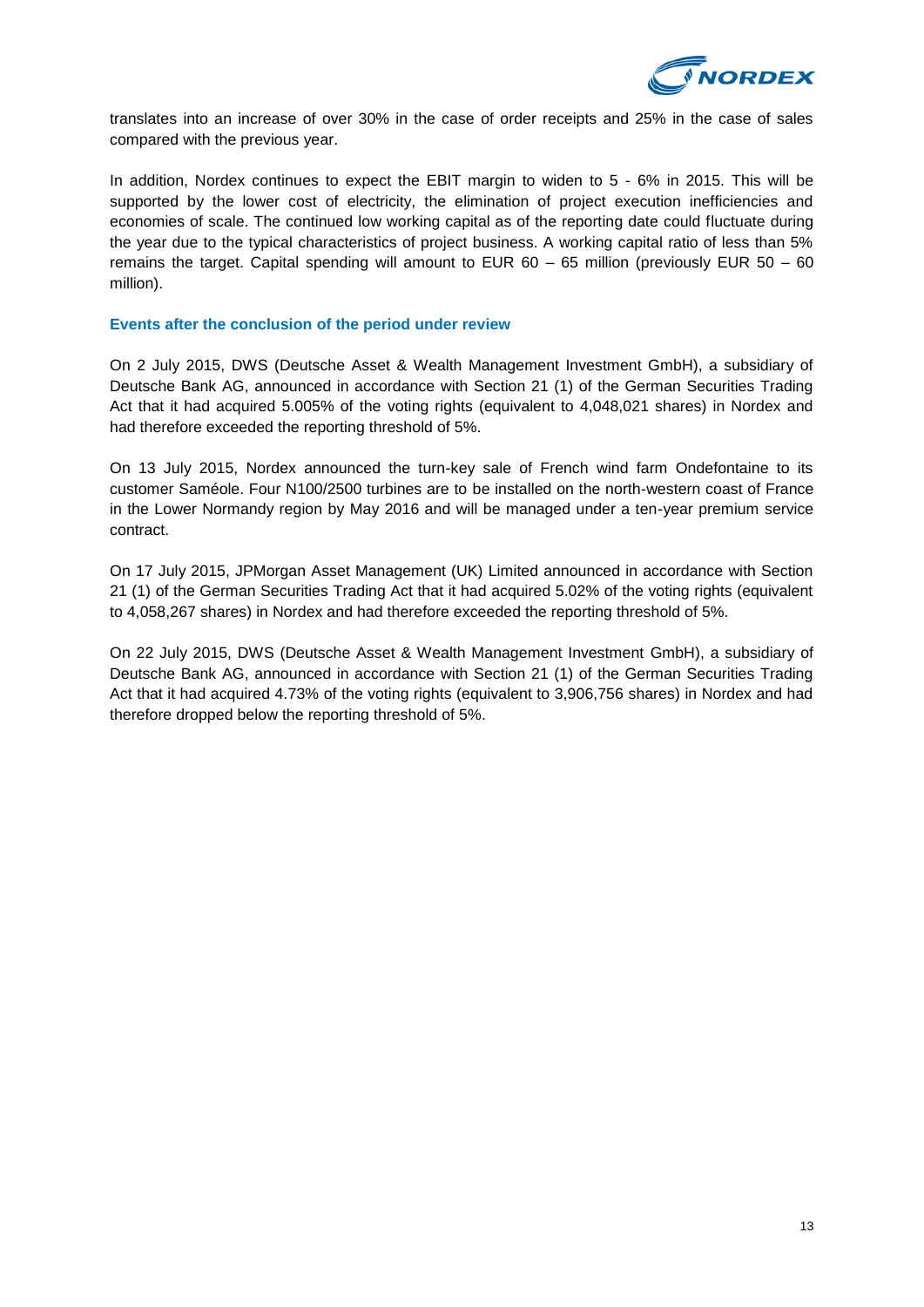translates into an increase of over 30% in the case of order receipts and 25% in the case of sales compared with the previous year.

In addition, Nordex continues to expect the EBIT margin to widen to 5 - 6% in 2015. This will be supported by the lower cost of electricity, the elimination of project execution inefficiencies and economies of scale. The continued low working capital as of the reporting date could fluctuate during the year due to the typical characteristics of project business. A working capital ratio of less than 5% remains the target. Capital spending will amount to EUR 60 – 65 million (previously EUR 50 – 60 million).

## Events after the conclusion of the period under review

On 2 July 2015, DWS (Deutsche Asset & Wealth Management Investment GmbH), a subsidiary of Deutsche Bank AG, announced in accordance with Section 21 (1) of the German Securities Trading Act that it had acquired 5.005% of the voting rights (equivalent to 4,048,021 shares) in Nordex and had therefore exceeded the reporting threshold of 5%.

On 13 July 2015, Nordex announced the turn-key sale of French wind farm Ondefontaine to its customer Saméole. Four N100/2500 turbines are to be installed on the north-western coast of France in the Lower Normandy region by May 2016 and will be managed under a ten-year premium service contract.

On 17 July 2015, JPMorgan Asset Management (UK) Limited announced in accordance with Section 21 (1) of the German Securities Trading Act that it had acquired 5.02% of the voting rights (equivalent to 4,058,267 shares) in Nordex and had therefore exceeded the reporting threshold of 5%.

On 22 July 2015, DWS (Deutsche Asset & Wealth Management Investment GmbH), a subsidiary of Deutsche Bank AG, announced in accordance with Section 21 (1) of the German Securities Trading Act that it had acquired 4.73% of the voting rights (equivalent to 3,906,756 shares) in Nordex and had therefore dropped below the reporting threshold of 5%.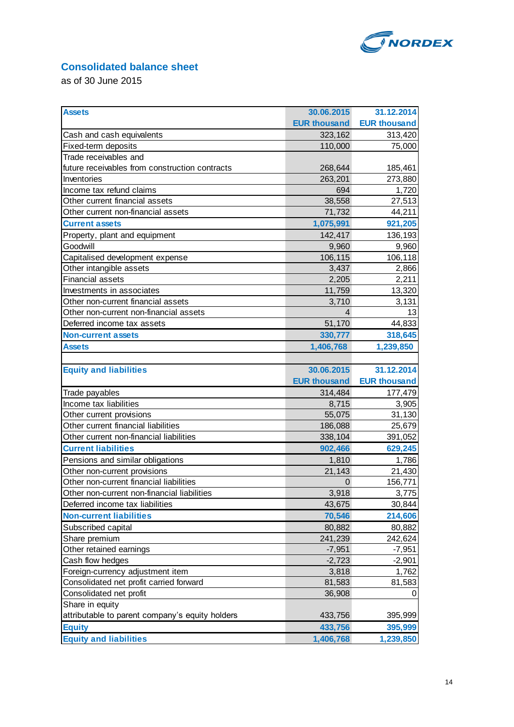## Consolidated balance sheet

as of 30 June 2015

| Assets | 30.06.2015<br>EUR thousand | 31.12.2014<br>EUR thousand |
|---|---|---|
| Cash and cash equivalents | 323,162 | 313,420 |
| Fixed-term deposits | 110,000 | 75,000 |
| Trade receivables and future receivables from construction contracts | 268,644 | 185,461 |
| Inventories | 263,201 | 273,880 |
| Income tax refund claims | 694 | 1,720 |
| Other current financial assets | 38,558 | 27,513 |
| Other current non-financial assets | 71,732 | 44,211 |
| **Current assets** | **1,075,991** | **921,205** |
| Property, plant and equipment | 142,417 | 136,193 |
| Goodwill | 9,960 | 9,960 |
| Capitalised development expense | 106,115 | 106,118 |
| Other intangible assets | 3,437 | 2,866 |
| Financial assets | 2,205 | 2,211 |
| Investments in associates | 11,759 | 13,320 |
| Other non-current financial assets | 3,710 | 3,131 |
| Other non-current non-financial assets | 4 | 13 |
| Deferred income tax assets | 51,170 | 44,833 |
| **Non-current assets** | **330,777** | **318,645** |
| **Assets** | **1,406,768** | **1,239,850** |

| Equity and liabilities | 30.06.2015<br>EUR thousand | 31.12.2014<br>EUR thousand |
|---|---|---|
| Trade payables | 314,484 | 177,479 |
| Income tax liabilities | 8,715 | 3,905 |
| Other current provisions | 55,075 | 31,130 |
| Other current financial liabilities | 186,088 | 25,679 |
| Other current non-financial liabilities | 338,104 | 391,052 |
| **Current liabilities** | **902,466** | **629,245** |
| Pensions and similar obligations | 1,810 | 1,786 |
| Other non-current provisions | 21,143 | 21,430 |
| Other non-current financial liabilities | 0 | 156,771 |
| Other non-current non-financial liabilities | 3,918 | 3,775 |
| Deferred income tax liabilities | 43,675 | 30,844 |
| **Non-current liabilities** | **70,546** | **214,606** |
| Subscribed capital | 80,882 | 80,882 |
| Share premium | 241,239 | 242,624 |
| Other retained earnings | -7,951 | -7,951 |
| Cash flow hedges | -2,723 | -2,901 |
| Foreign-currency adjustment item | 3,818 | 1,762 |
| Consolidated net profit carried forward | 81,583 | 81,583 |
| Consolidated net profit | 36,908 | 0 |
| Share in equity attributable to parent company's equity holders | 433,756 | 395,999 |
| **Equity** | **433,756** | **395,999** |
| **Equity and liabilities** | **1,406,768** | **1,239,850** |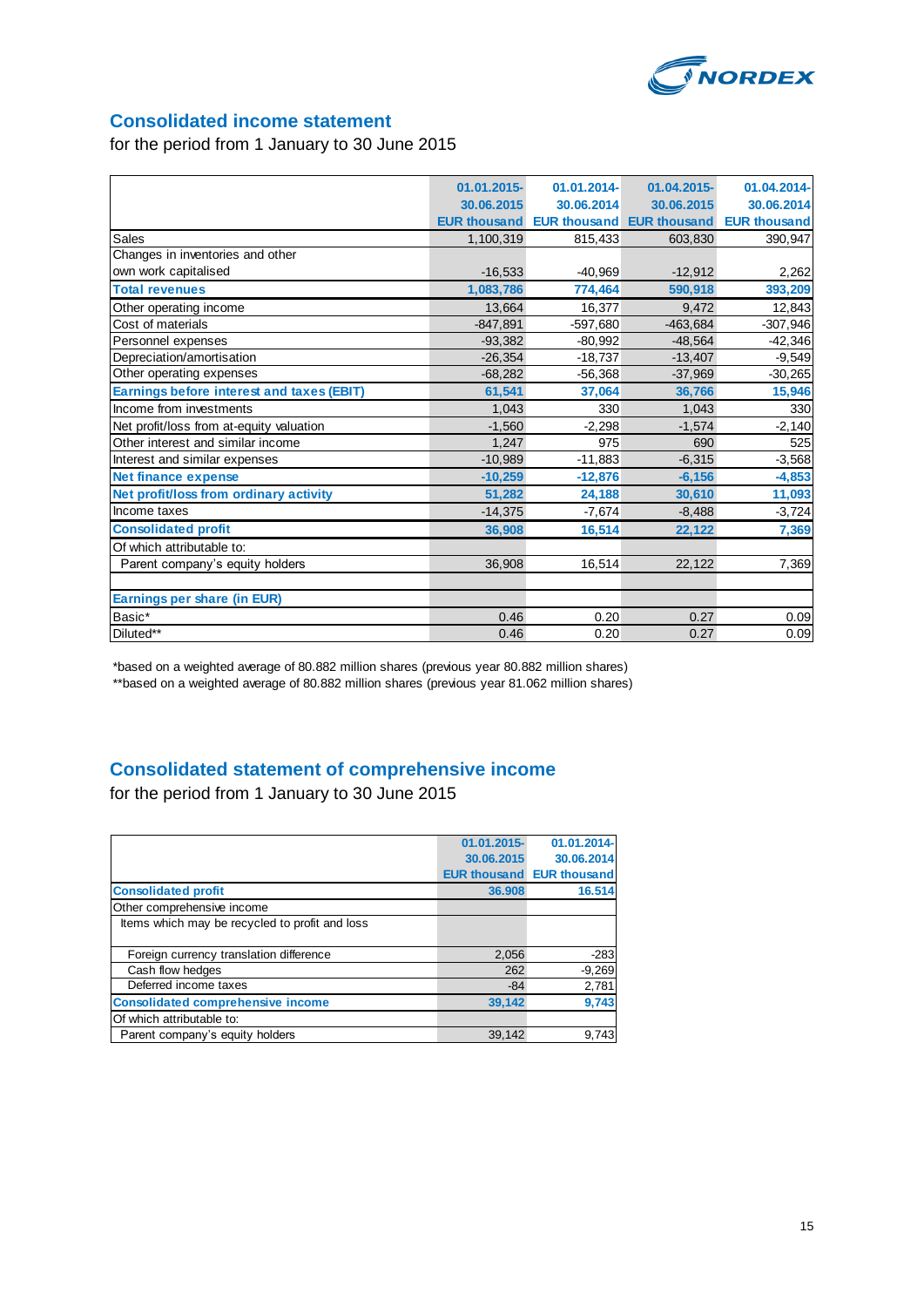## Consolidated income statement

for the period from 1 January to 30 June 2015

| | 01.01.2015-30.06.2015 EUR thousand | 01.01.2014-30.06.2014 EUR thousand | 01.04.2015-30.06.2015 EUR thousand | 01.04.2014-30.06.2014 EUR thousand |
|---|---|---|---|---|
| Sales | 1,100,319 | 815,433 | 603,830 | 390,947 |
| Changes in inventories and other own work capitalised | -16,533 | -40,969 | -12,912 | 2,262 |
| **Total revenues** | **1,083,786** | **774,464** | **590,918** | **393,209** |
| Other operating income | 13,664 | 16,377 | 9,472 | 12,843 |
| Cost of materials | -847,891 | -597,680 | -463,684 | -307,946 |
| Personnel expenses | -93,382 | -80,992 | -48,564 | -42,346 |
| Depreciation/amortisation | -26,354 | -18,737 | -13,407 | -9,549 |
| Other operating expenses | -68,282 | -56,368 | -37,969 | -30,265 |
| **Earnings before interest and taxes (EBIT)** | **61,541** | **37,064** | **36,766** | **15,946** |
| Income from investments | 1,043 | 330 | 1,043 | 330 |
| Net profit/loss from at-equity valuation | -1,560 | -2,298 | -1,574 | -2,140 |
| Other interest and similar income | 1,247 | 975 | 690 | 525 |
| Interest and similar expenses | -10,989 | -11,883 | -6,315 | -3,568 |
| **Net finance expense** | **-10,259** | **-12,876** | **-6,156** | **-4,853** |
| **Net profit/loss from ordinary activity** | **51,282** | **24,188** | **30,610** | **11,093** |
| Income taxes | -14,375 | -7,674 | -8,488 | -3,724 |
| **Consolidated profit** | **36,908** | **16,514** | **22,122** | **7,369** |
| Of which attributable to: | | | | |
| Parent company's equity holders | 36,908 | 16,514 | 22,122 | 7,369 |
| | | | | |
| **Earnings per share (in EUR)** | | | | |
| Basic* | 0.46 | 0.20 | 0.27 | 0.09 |
| Diluted** | 0.46 | 0.20 | 0.27 | 0.09 |

*based on a weighted average of 80.882 million shares (previous year 80.882 million shares)

**based on a weighted average of 80.882 million shares (previous year 81.062 million shares)

## Consolidated statement of comprehensive income

for the period from 1 January to 30 June 2015

| | 01.01.2015-30.06.2015 EUR thousand | 01.01.2014-30.06.2014 EUR thousand |
|---|---|---|
| **Consolidated profit** | **36.908** | **16.514** |
| Other comprehensive income | | |
| Items which may be recycled to profit and loss | | |
| Foreign currency translation difference | 2,056 | -283 |
| Cash flow hedges | 262 | -9,269 |
| Deferred income taxes | -84 | 2,781 |
| **Consolidated comprehensive income** | **39,142** | **9,743** |
| Of which attributable to: | | |
| Parent company's equity holders | 39,142 | 9,743 |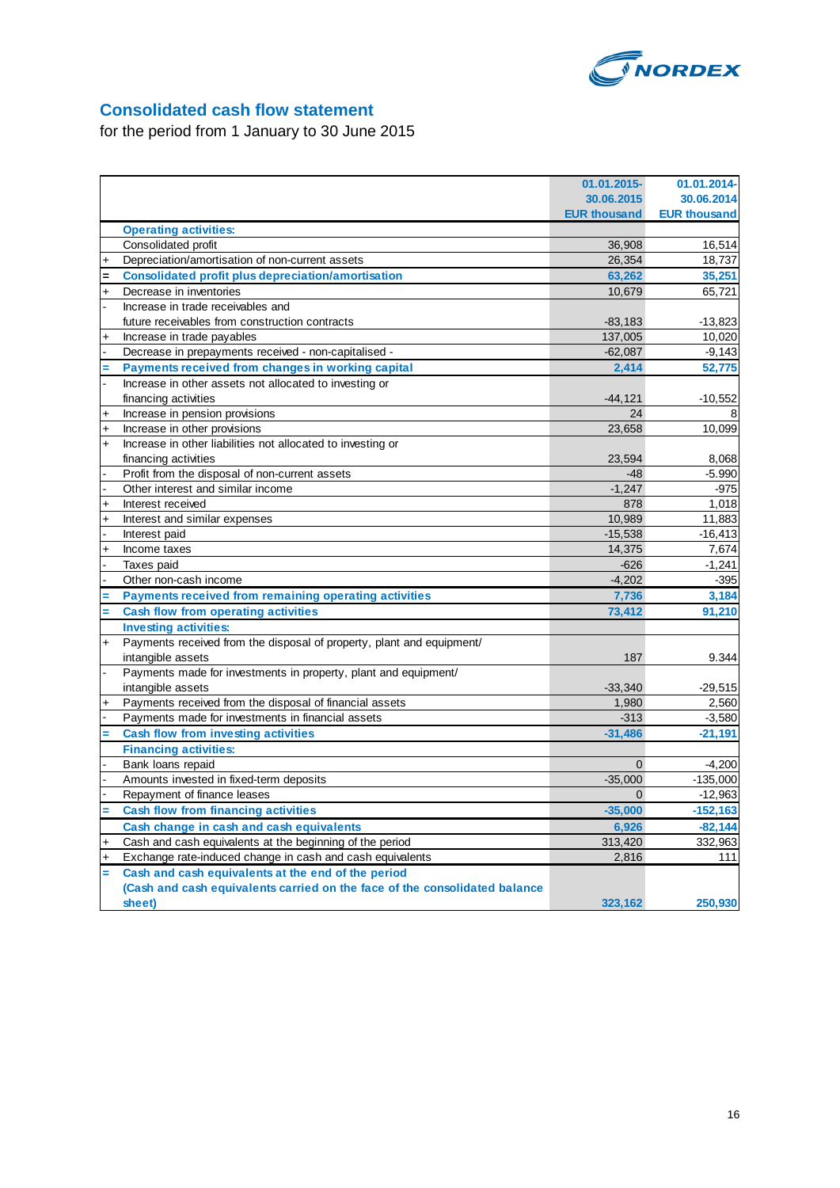## Consolidated cash flow statement

for the period from 1 January to 30 June 2015

| | | 01.01.2015-30.06.2015 EUR thousand | 01.01.2014-30.06.2014 EUR thousand |
|---|---|---|---|
| | **Operating activities:** | | |
| | Consolidated profit | 36,908 | 16,514 |
| + | Depreciation/amortisation of non-current assets | 26,354 | 18,737 |
| = | **Consolidated profit plus depreciation/amortisation** | **63,262** | **35,251** |
| + | Decrease in inventories | 10,679 | 65,721 |
| - | Increase in trade receivables and future receivables from construction contracts | -83,183 | -13,823 |
| + | Increase in trade payables | 137,005 | 10,020 |
| - | Decrease in prepayments received - non-capitalised - | -62,087 | -9,143 |
| = | **Payments received from changes in working capital** | **2,414** | **52,775** |
| - | Increase in other assets not allocated to investing or financing activities | -44,121 | -10,552 |
| + | Increase in pension provisions | 24 | 8 |
| + | Increase in other provisions | 23,658 | 10,099 |
| + | Increase in other liabilities not allocated to investing or financing activities | 23,594 | 8,068 |
| - | Profit from the disposal of non-current assets | -48 | -5.990 |
| - | Other interest and similar income | -1,247 | -975 |
| + | Interest received | 878 | 1,018 |
| + | Interest and similar expenses | 10,989 | 11,883 |
| - | Interest paid | -15,538 | -16,413 |
| + | Income taxes | 14,375 | 7,674 |
| - | Taxes paid | -626 | -1,241 |
| - | Other non-cash income | -4,202 | -395 |
| = | **Payments received from remaining operating activities** | **7,736** | **3,184** |
| = | **Cash flow from operating activities** | **73,412** | **91,210** |
| | **Investing activities:** | | |
| + | Payments received from the disposal of property, plant and equipment/ intangible assets | 187 | 9.344 |
| - | Payments made for investments in property, plant and equipment/ intangible assets | -33,340 | -29,515 |
| + | Payments received from the disposal of financial assets | 1,980 | 2,560 |
| - | Payments made for investments in financial assets | -313 | -3,580 |
| = | **Cash flow from investing activities** | **-31,486** | **-21,191** |
| | **Financing activities:** | | |
| - | Bank loans repaid | 0 | -4,200 |
| - | Amounts invested in fixed-term deposits | -35,000 | -135,000 |
| - | Repayment of finance leases | 0 | -12,963 |
| = | **Cash flow from financing activities** | **-35,000** | **-152,163** |
| | **Cash change in cash and cash equivalents** | **6,926** | **-82,144** |
| + | Cash and cash equivalents at the beginning of the period | 313,420 | 332,963 |
| + | Exchange rate-induced change in cash and cash equivalents | 2,816 | 111 |
| = | **Cash and cash equivalents at the end of the period (Cash and cash equivalents carried on the face of the consolidated balance sheet)** | **323,162** | **250,930** |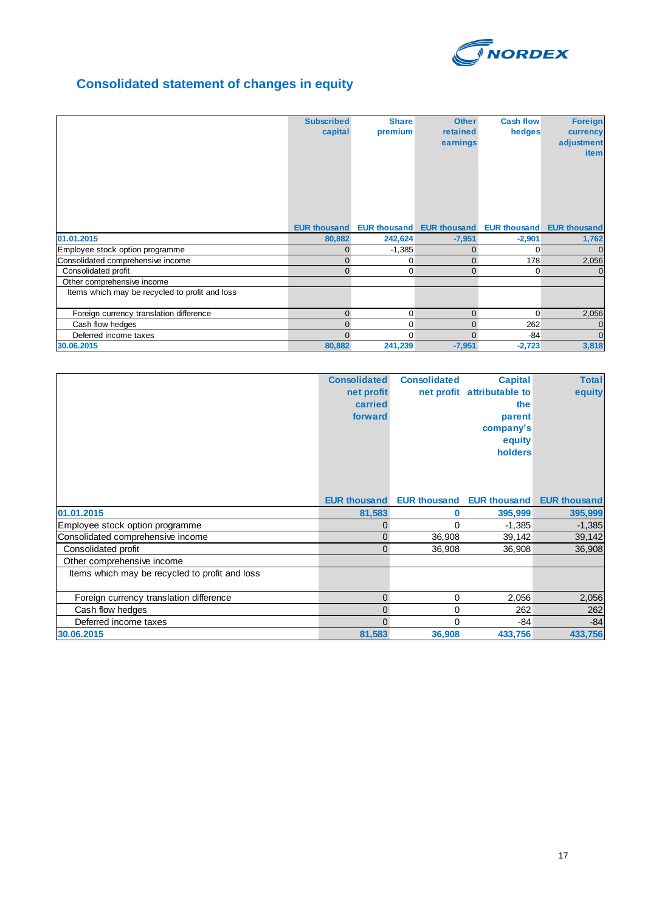## Consolidated statement of changes in equity

| | Subscribed capital | Share premium | Other retained earnings | Cash flow hedges | Foreign currency adjustment item |
|---|---|---|---|---|---|
| | EUR thousand | EUR thousand | EUR thousand | EUR thousand | EUR thousand |
| **01.01.2015** | **80,882** | **242,624** | **-7,951** | **-2,901** | **1,762** |
| Employee stock option programme | 0 | -1,385 | 0 | 0 | 0 |
| Consolidated comprehensive income | 0 | 0 | 0 | 178 | 2,056 |
| Consolidated profit | 0 | 0 | 0 | 0 | 0 |
| Other comprehensive income | | | | | |
| Items which may be recycled to profit and loss | | | | | |
| Foreign currency translation difference | 0 | 0 | 0 | 0 | 2,056 |
| Cash flow hedges | 0 | 0 | 0 | 262 | 0 |
| Deferred income taxes | 0 | 0 | 0 | -84 | 0 |
| **30.06.2015** | **80,882** | **241,239** | **-7,951** | **-2,723** | **3,818** |

| | Consolidated net profit carried forward | Consolidated net profit | Capital attributable to the parent company's equity holders | Total equity |
|---|---|---|---|---|
| | EUR thousand | EUR thousand | EUR thousand | EUR thousand |
| **01.01.2015** | **81,583** | **0** | **395,999** | **395,999** |
| Employee stock option programme | 0 | 0 | -1,385 | -1,385 |
| Consolidated comprehensive income | 0 | 36,908 | 39,142 | 39,142 |
| Consolidated profit | 0 | 36,908 | 36,908 | 36,908 |
| Other comprehensive income | | | | |
| Items which may be recycled to profit and loss | | | | |
| Foreign currency translation difference | 0 | 0 | 2,056 | 2,056 |
| Cash flow hedges | 0 | 0 | 262 | 262 |
| Deferred income taxes | 0 | 0 | -84 | -84 |
| **30.06.2015** | **81,583** | **36,908** | **433,756** | **433,756** |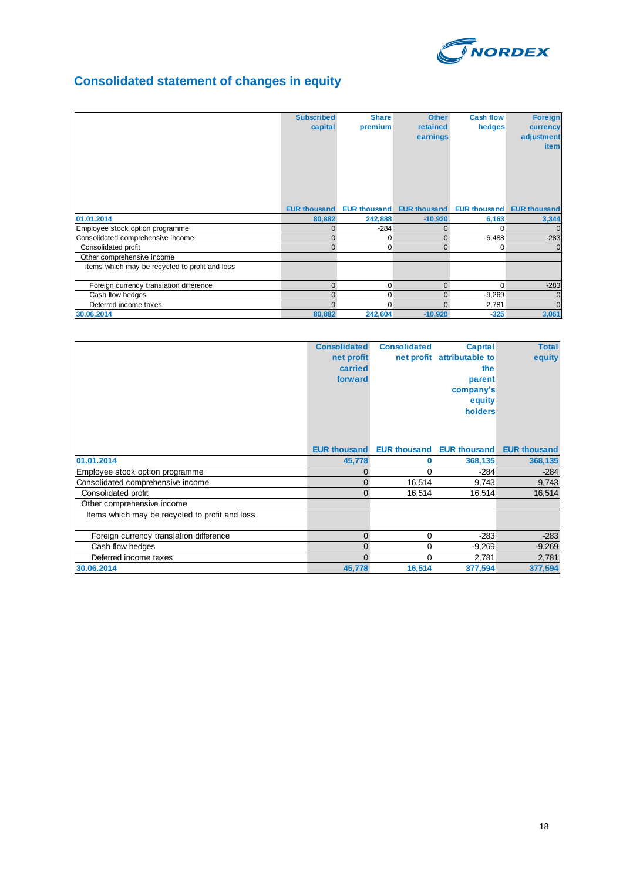# Consolidated statement of changes in equity

| | Subscribed capital | Share premium | Other retained earnings | Cash flow hedges | Foreign currency adjustment item |
|---|---|---|---|---|---|
| | EUR thousand | EUR thousand | EUR thousand | EUR thousand | EUR thousand |
| **01.01.2014** | **80,882** | **242,888** | **-10,920** | **6,163** | **3,344** |
| Employee stock option programme | 0 | -284 | 0 | 0 | 0 |
| Consolidated comprehensive income | 0 | 0 | 0 | -6,488 | -283 |
| Consolidated profit | 0 | 0 | 0 | 0 | 0 |
| Other comprehensive income | | | | | |
| Items which may be recycled to profit and loss | | | | | |
| Foreign currency translation difference | 0 | 0 | 0 | 0 | -283 |
| Cash flow hedges | 0 | 0 | 0 | -9,269 | 0 |
| Deferred income taxes | 0 | 0 | 0 | 2,781 | 0 |
| **30.06.2014** | **80,882** | **242,604** | **-10,920** | **-325** | **3,061** |

| | Consolidated net profit carried forward | Consolidated net profit | Capital attributable to the parent company's equity holders | Total equity |
|---|---|---|---|---|
| | EUR thousand | EUR thousand | EUR thousand | EUR thousand |
| **01.01.2014** | **45,778** | **0** | **368,135** | **368,135** |
| Employee stock option programme | 0 | 0 | -284 | -284 |
| Consolidated comprehensive income | 0 | 16,514 | 9,743 | 9,743 |
| Consolidated profit | 0 | 16,514 | 16,514 | 16,514 |
| Other comprehensive income | | | | |
| Items which may be recycled to profit and loss | | | | |
| Foreign currency translation difference | 0 | 0 | -283 | -283 |
| Cash flow hedges | 0 | 0 | -9,269 | -9,269 |
| Deferred income taxes | 0 | 0 | 2,781 | 2,781 |
| **30.06.2014** | **45,778** | **16,514** | **377,594** | **377,594** |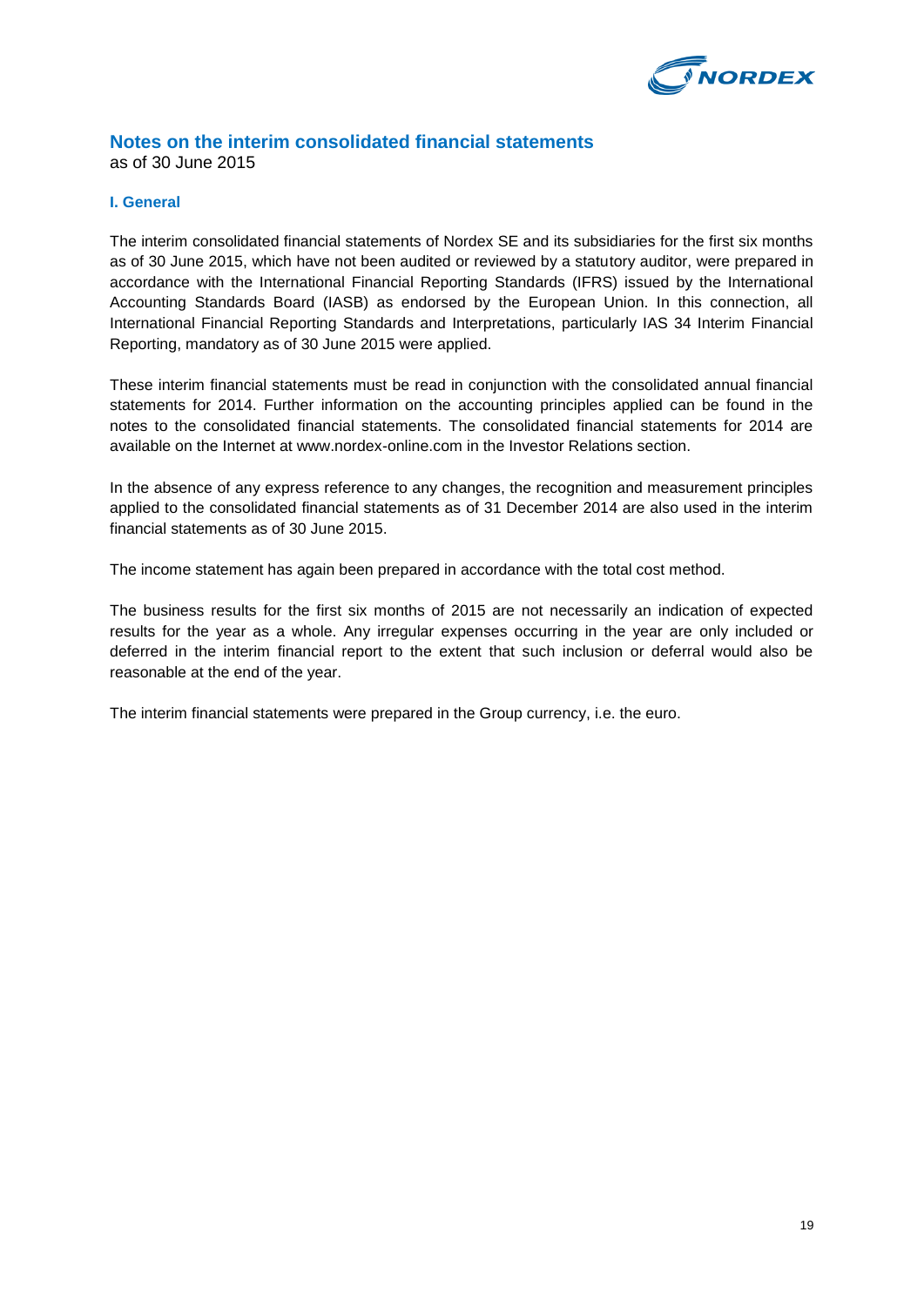## Notes on the interim consolidated financial statements

as of 30 June 2015

### I. General

The interim consolidated financial statements of Nordex SE and its subsidiaries for the first six months as of 30 June 2015, which have not been audited or reviewed by a statutory auditor, were prepared in accordance with the International Financial Reporting Standards (IFRS) issued by the International Accounting Standards Board (IASB) as endorsed by the European Union. In this connection, all International Financial Reporting Standards and Interpretations, particularly IAS 34 Interim Financial Reporting, mandatory as of 30 June 2015 were applied.

These interim financial statements must be read in conjunction with the consolidated annual financial statements for 2014. Further information on the accounting principles applied can be found in the notes to the consolidated financial statements. The consolidated financial statements for 2014 are available on the Internet at www.nordex-online.com in the Investor Relations section.

In the absence of any express reference to any changes, the recognition and measurement principles applied to the consolidated financial statements as of 31 December 2014 are also used in the interim financial statements as of 30 June 2015.

The income statement has again been prepared in accordance with the total cost method.

The business results for the first six months of 2015 are not necessarily an indication of expected results for the year as a whole. Any irregular expenses occurring in the year are only included or deferred in the interim financial report to the extent that such inclusion or deferral would also be reasonable at the end of the year.

The interim financial statements were prepared in the Group currency, i.e. the euro.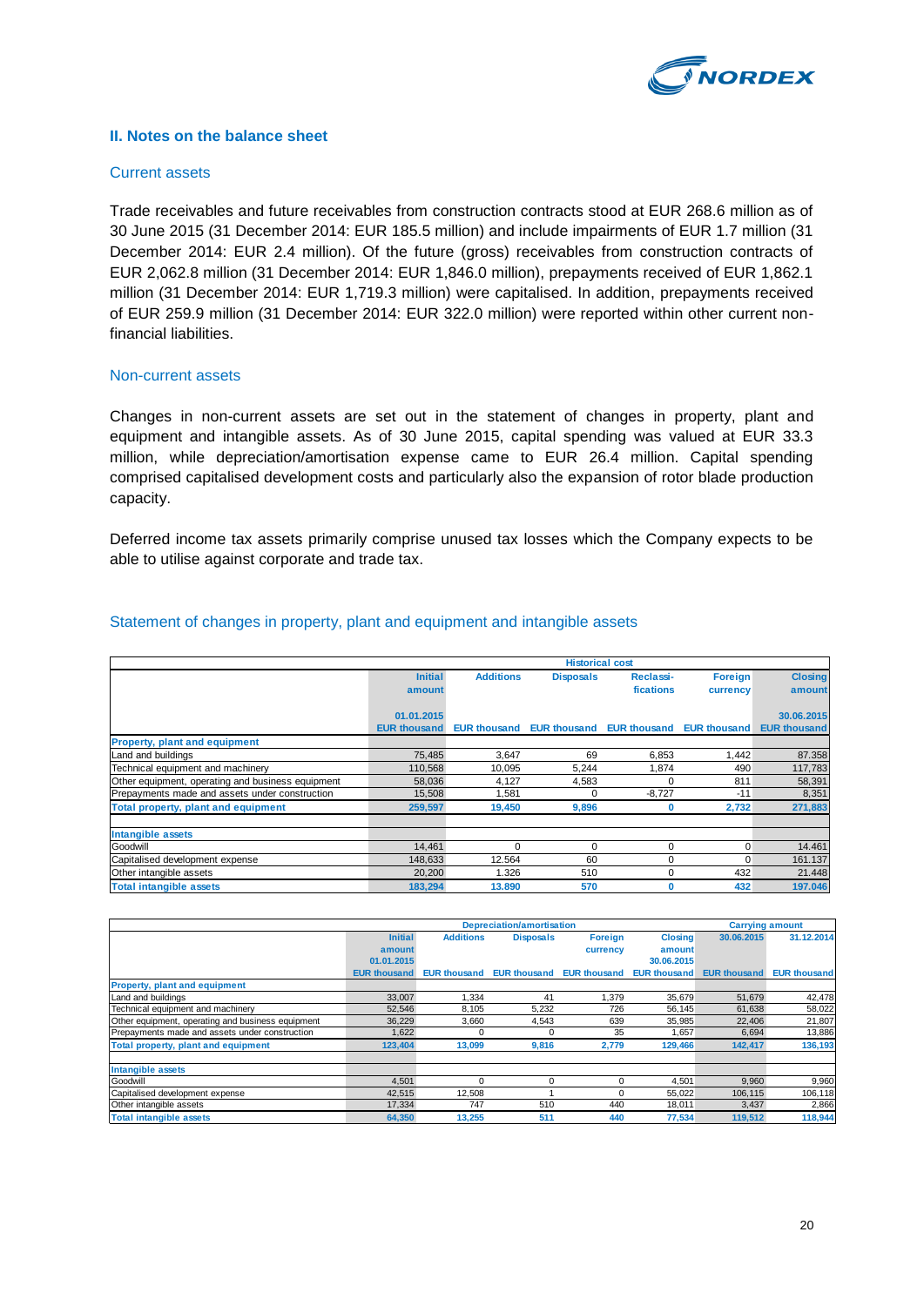## II. Notes on the balance sheet

### Current assets

Trade receivables and future receivables from construction contracts stood at EUR 268.6 million as of 30 June 2015 (31 December 2014: EUR 185.5 million) and include impairments of EUR 1.7 million (31 December 2014: EUR 2.4 million). Of the future (gross) receivables from construction contracts of EUR 2,062.8 million (31 December 2014: EUR 1,846.0 million), prepayments received of EUR 1,862.1 million (31 December 2014: EUR 1,719.3 million) were capitalised. In addition, prepayments received of EUR 259.9 million (31 December 2014: EUR 322.0 million) were reported within other current non-financial liabilities.

### Non-current assets

Changes in non-current assets are set out in the statement of changes in property, plant and equipment and intangible assets. As of 30 June 2015, capital spending was valued at EUR 33.3 million, while depreciation/amortisation expense came to EUR 26.4 million. Capital spending comprised capitalised development costs and particularly also the expansion of rotor blade production capacity.

Deferred income tax assets primarily comprise unused tax losses which the Company expects to be able to utilise against corporate and trade tax.

### Statement of changes in property, plant and equipment and intangible assets

| | Historical cost | | | | | |
|---|---|---|---|---|---|---|
| | Initial amount 01.01.2015 | Additions | Disposals | Reclassi-fications | Foreign currency | Closing amount 30.06.2015 |
| | EUR thousand | EUR thousand | EUR thousand | EUR thousand | EUR thousand | EUR thousand |
| **Property, plant and equipment** | | | | | | |
| Land and buildings | 75,485 | 3,647 | 69 | 6,853 | 1,442 | 87.358 |
| Technical equipment and machinery | 110,568 | 10,095 | 5,244 | 1,874 | 490 | 117,783 |
| Other equipment, operating and business equipment | 58,036 | 4,127 | 4,583 | 0 | 811 | 58,391 |
| Prepayments made and assets under construction | 15,508 | 1,581 | 0 | -8,727 | -11 | 8,351 |
| **Total property, plant and equipment** | **259,597** | **19,450** | **9,896** | **0** | **2,732** | **271,883** |
| | | | | | | |
| **Intangible assets** | | | | | | |
| Goodwill | 14,461 | 0 | 0 | 0 | 0 | 14.461 |
| Capitalised development expense | 148,633 | 12.564 | 60 | 0 | 0 | 161.137 |
| Other intangible assets | 20,200 | 1.326 | 510 | 0 | 432 | 21.448 |
| **Total intangible assets** | **183,294** | **13.890** | **570** | **0** | **432** | **197.046** |

| | Depreciation/amortisation | | | | | Carrying amount | |
|---|---|---|---|---|---|---|---|
| | Initial amount 01.01.2015 | Additions | Disposals | Foreign currency | Closing amount 30.06.2015 | 30.06.2015 | 31.12.2014 |
| | EUR thousand | EUR thousand | EUR thousand | EUR thousand | EUR thousand | EUR thousand | EUR thousand |
| **Property, plant and equipment** | | | | | | | |
| Land and buildings | 33,007 | 1,334 | 41 | 1,379 | 35,679 | 51,679 | 42,478 |
| Technical equipment and machinery | 52,546 | 8,105 | 5,232 | 726 | 56,145 | 61,638 | 58,022 |
| Other equipment, operating and business equipment | 36,229 | 3,660 | 4,543 | 639 | 35,985 | 22,406 | 21,807 |
| Prepayments made and assets under construction | 1,622 | 0 | 0 | 35 | 1,657 | 6,694 | 13,886 |
| **Total property, plant and equipment** | **123,404** | **13,099** | **9,816** | **2,779** | **129,466** | **142,417** | **136,193** |
| | | | | | | | |
| **Intangible assets** | | | | | | | |
| Goodwill | 4,501 | 0 | 0 | 0 | 4,501 | 9,960 | 9,960 |
| Capitalised development expense | 42,515 | 12,508 | 1 | 0 | 55,022 | 106,115 | 106,118 |
| Other intangible assets | 17,334 | 747 | 510 | 440 | 18,011 | 3,437 | 2,866 |
| **Total intangible assets** | **64,350** | **13,255** | **511** | **440** | **77,534** | **119,512** | **118,944** |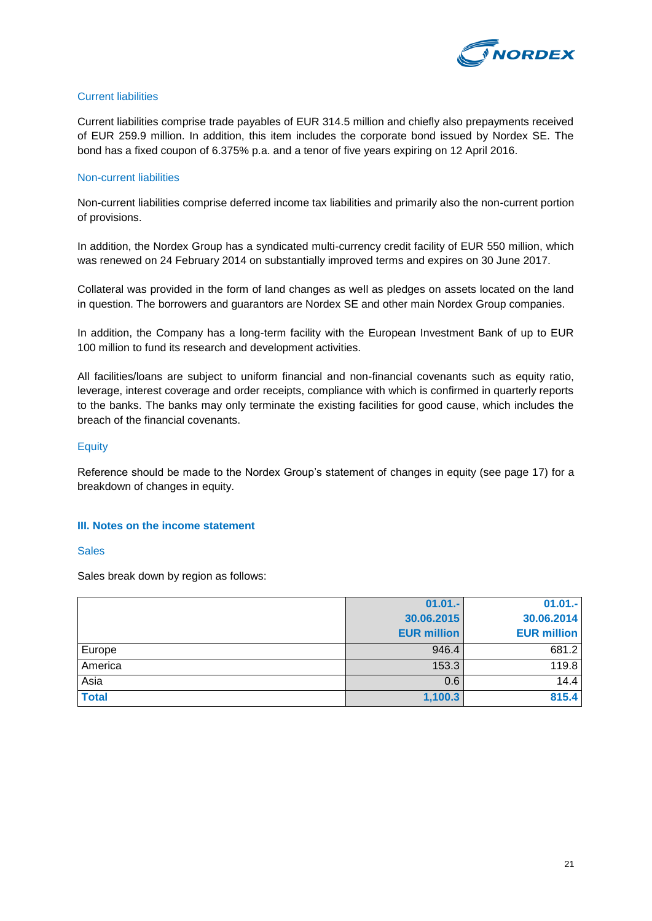### Current liabilities

Current liabilities comprise trade payables of EUR 314.5 million and chiefly also prepayments received of EUR 259.9 million. In addition, this item includes the corporate bond issued by Nordex SE. The bond has a fixed coupon of 6.375% p.a. and a tenor of five years expiring on 12 April 2016.

### Non-current liabilities

Non-current liabilities comprise deferred income tax liabilities and primarily also the non-current portion of provisions.

In addition, the Nordex Group has a syndicated multi-currency credit facility of EUR 550 million, which was renewed on 24 February 2014 on substantially improved terms and expires on 30 June 2017.

Collateral was provided in the form of land changes as well as pledges on assets located on the land in question. The borrowers and guarantors are Nordex SE and other main Nordex Group companies.

In addition, the Company has a long-term facility with the European Investment Bank of up to EUR 100 million to fund its research and development activities.

All facilities/loans are subject to uniform financial and non-financial covenants such as equity ratio, leverage, interest coverage and order receipts, compliance with which is confirmed in quarterly reports to the banks. The banks may only terminate the existing facilities for good cause, which includes the breach of the financial covenants.

### Equity

Reference should be made to the Nordex Group's statement of changes in equity (see page 17) for a breakdown of changes in equity.

## III. Notes on the income statement

### Sales

Sales break down by region as follows:

| | 01.01.-30.06.2015 EUR million | 01.01.-30.06.2014 EUR million |
|---|---|---|
| Europe | 946.4 | 681.2 |
| America | 153.3 | 119.8 |
| Asia | 0.6 | 14.4 |
| **Total** | **1,100.3** | **815.4** |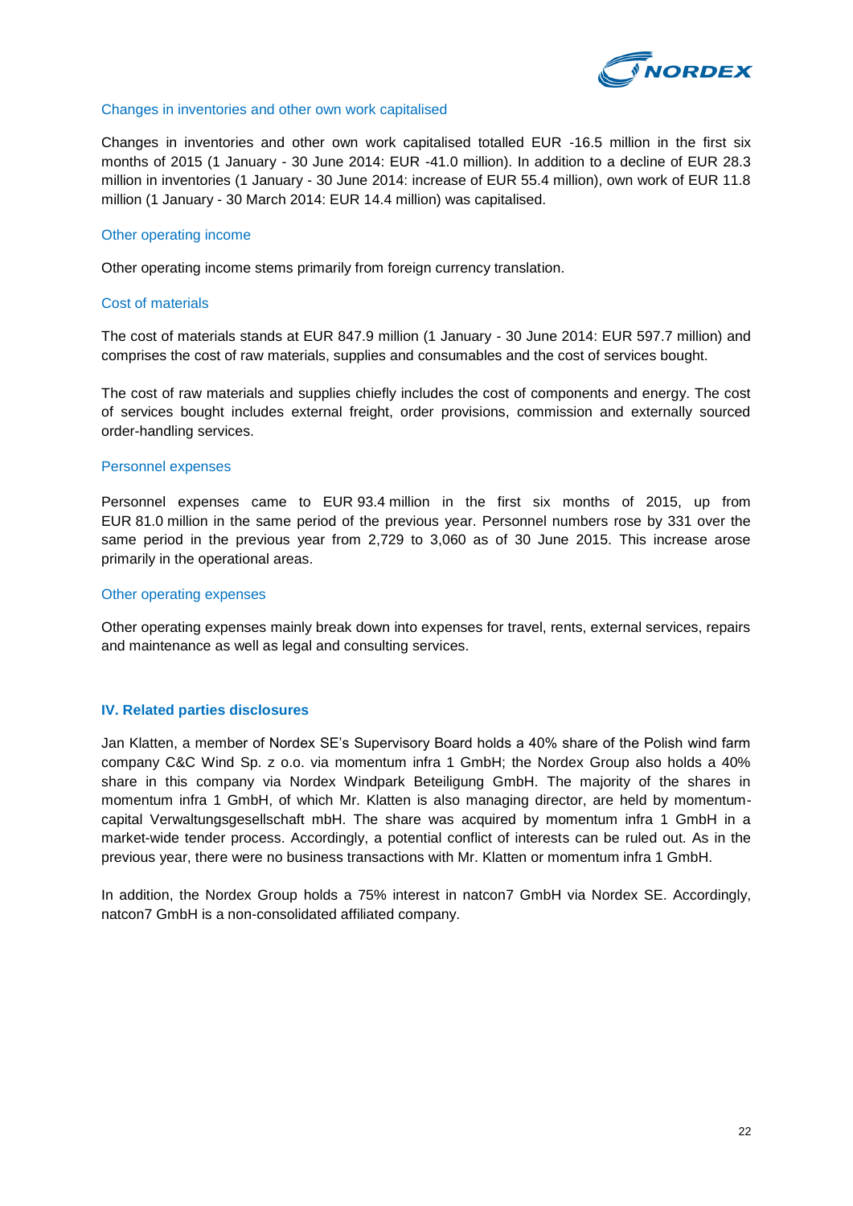### Changes in inventories and other own work capitalised

Changes in inventories and other own work capitalised totalled EUR -16.5 million in the first six months of 2015 (1 January - 30 June 2014: EUR -41.0 million). In addition to a decline of EUR 28.3 million in inventories (1 January - 30 June 2014: increase of EUR 55.4 million), own work of EUR 11.8 million (1 January - 30 March 2014: EUR 14.4 million) was capitalised.

### Other operating income

Other operating income stems primarily from foreign currency translation.

### Cost of materials

The cost of materials stands at EUR 847.9 million (1 January - 30 June 2014: EUR 597.7 million) and comprises the cost of raw materials, supplies and consumables and the cost of services bought.

The cost of raw materials and supplies chiefly includes the cost of components and energy. The cost of services bought includes external freight, order provisions, commission and externally sourced order-handling services.

### Personnel expenses

Personnel expenses came to EUR 93.4 million in the first six months of 2015, up from EUR 81.0 million in the same period of the previous year. Personnel numbers rose by 331 over the same period in the previous year from 2,729 to 3,060 as of 30 June 2015. This increase arose primarily in the operational areas.

### Other operating expenses

Other operating expenses mainly break down into expenses for travel, rents, external services, repairs and maintenance as well as legal and consulting services.

## IV. Related parties disclosures

Jan Klatten, a member of Nordex SE's Supervisory Board holds a 40% share of the Polish wind farm company C&C Wind Sp. z o.o. via momentum infra 1 GmbH; the Nordex Group also holds a 40% share in this company via Nordex Windpark Beteiligung GmbH. The majority of the shares in momentum infra 1 GmbH, of which Mr. Klatten is also managing director, are held by momentum-capital Verwaltungsgesellschaft mbH. The share was acquired by momentum infra 1 GmbH in a market-wide tender process. Accordingly, a potential conflict of interests can be ruled out. As in the previous year, there were no business transactions with Mr. Klatten or momentum infra 1 GmbH.

In addition, the Nordex Group holds a 75% interest in natcon7 GmbH via Nordex SE. Accordingly, natcon7 GmbH is a non-consolidated affiliated company.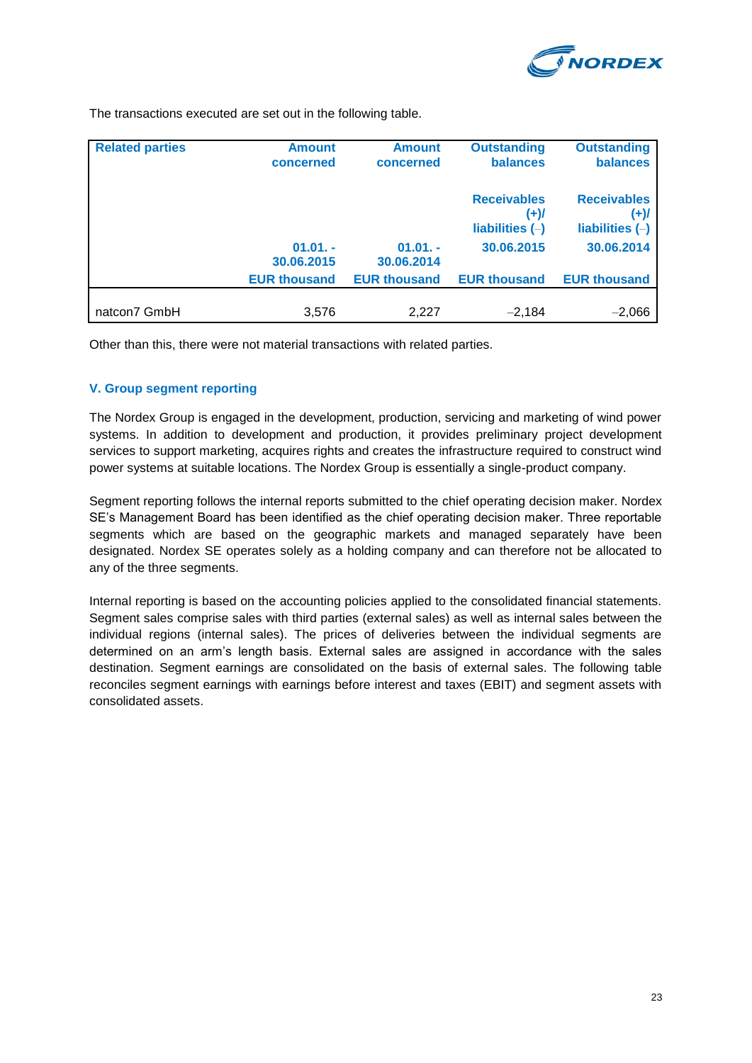The transactions executed are set out in the following table.

| Related parties | Amount concerned | Amount concerned | Outstanding balances | Outstanding balances |
|---|---|---|---|---|
| | | | Receivables (+)/ liabilities (–) | Receivables (+)/ liabilities (–) |
| | 01.01. - 30.06.2015 | 01.01. - 30.06.2014 | 30.06.2015 | 30.06.2014 |
| | EUR thousand | EUR thousand | EUR thousand | EUR thousand |
| natcon7 GmbH | 3,576 | 2,227 | –2,184 | –2,066 |

Other than this, there were not material transactions with related parties.

### V. Group segment reporting

The Nordex Group is engaged in the development, production, servicing and marketing of wind power systems. In addition to development and production, it provides preliminary project development services to support marketing, acquires rights and creates the infrastructure required to construct wind power systems at suitable locations. The Nordex Group is essentially a single-product company.

Segment reporting follows the internal reports submitted to the chief operating decision maker. Nordex SE's Management Board has been identified as the chief operating decision maker. Three reportable segments which are based on the geographic markets and managed separately have been designated. Nordex SE operates solely as a holding company and can therefore not be allocated to any of the three segments.

Internal reporting is based on the accounting policies applied to the consolidated financial statements. Segment sales comprise sales with third parties (external sales) as well as internal sales between the individual regions (internal sales). The prices of deliveries between the individual segments are determined on an arm's length basis. External sales are assigned in accordance with the sales destination. Segment earnings are consolidated on the basis of external sales. The following table reconciles segment earnings with earnings before interest and taxes (EBIT) and segment assets with consolidated assets.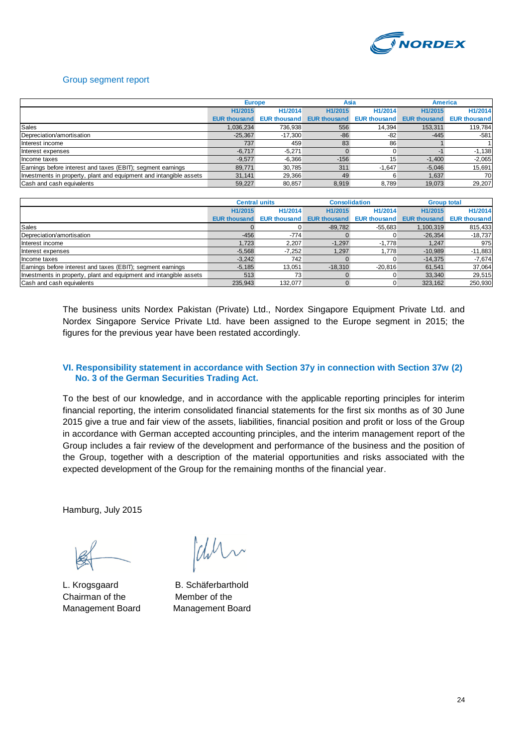Group segment report

| | Europe | | Asia | | America | |
|---|---|---|---|---|---|---|
| | H1/2015 | H1/2014 | H1/2015 | H1/2014 | H1/2015 | H1/2014 |
| | EUR thousand | EUR thousand | EUR thousand | EUR thousand | EUR thousand | EUR thousand |
| Sales | 1,036,234 | 736,938 | 556 | 14,394 | 153,311 | 119,784 |
| Depreciation/amortisation | -25,367 | -17,300 | -86 | -82 | -445 | -581 |
| Interest income | 737 | 459 | 83 | 86 | 1 | 1 |
| Interest expenses | -6,717 | -5,271 | 0 | 0 | -1 | -1,138 |
| Income taxes | -9,577 | -6,366 | -156 | 15 | -1,400 | -2,065 |
| Earnings before interest and taxes (EBIT); segment earnings | 89,771 | 30,785 | 311 | -1,647 | -5,046 | 15,691 |
| Investments in property, plant and equipment and intangible assets | 31,141 | 29,366 | 49 | 6 | 1,637 | 70 |
| Cash and cash equivalents | 59,227 | 80,857 | 8,919 | 8,789 | 19,073 | 29,207 |

| | Central units | | Consolidation | | Group total | |
|---|---|---|---|---|---|---|
| | H1/2015 | H1/2014 | H1/2015 | H1/2014 | H1/2015 | H1/2014 |
| | EUR thousand | EUR thousand | EUR thousand | EUR thousand | EUR thousand | EUR thousand |
| Sales | 0 | 0 | -89,782 | -55,683 | 1,100,319 | 815,433 |
| Depreciation/amortisation | -456 | -774 | 0 | 0 | -26,354 | -18,737 |
| Interest income | 1,723 | 2,207 | -1,297 | -1,778 | 1,247 | 975 |
| Interest expenses | -5,568 | -7,252 | 1,297 | 1,778 | -10,989 | -11,883 |
| Income taxes | -3,242 | 742 | 0 | 0 | -14,375 | -7,674 |
| Earnings before interest and taxes (EBIT); segment earnings | -5,185 | 13,051 | -18,310 | -20,816 | 61,541 | 37,064 |
| Investments in property, plant and equipment and intangible assets | 513 | 73 | 0 | 0 | 33,340 | 29,515 |
| Cash and cash equivalents | 235,943 | 132,077 | 0 | 0 | 323,162 | 250,930 |

The business units Nordex Pakistan (Private) Ltd., Nordex Singapore Equipment Private Ltd. and Nordex Singapore Service Private Ltd. have been assigned to the Europe segment in 2015; the figures for the previous year have been restated accordingly.

## VI. Responsibility statement in accordance with Section 37y in connection with Section 37w (2) No. 3 of the German Securities Trading Act.

To the best of our knowledge, and in accordance with the applicable reporting principles for interim financial reporting, the interim consolidated financial statements for the first six months as of 30 June 2015 give a true and fair view of the assets, liabilities, financial position and profit or loss of the Group in accordance with German accepted accounting principles, and the interim management report of the Group includes a fair review of the development and performance of the business and the position of the Group, together with a description of the material opportunities and risks associated with the expected development of the Group for the remaining months of the financial year.

Hamburg, July 2015

L. Krogsgaard
Chairman of the
Management Board

B. Schäferbarthold
Member of the
Management Board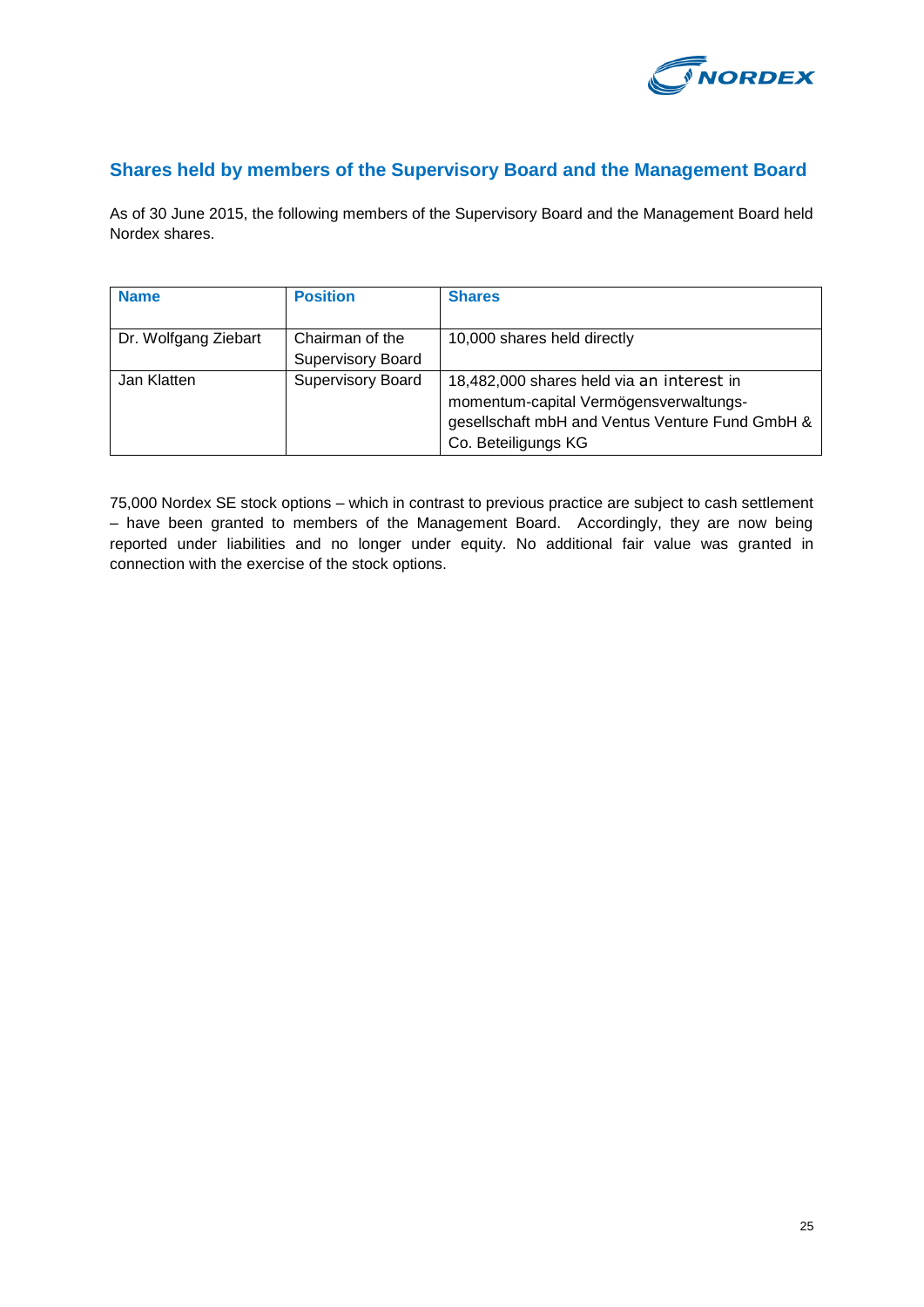## Shares held by members of the Supervisory Board and the Management Board

As of 30 June 2015, the following members of the Supervisory Board and the Management Board held Nordex shares.

| Name | Position | Shares |
|---|---|---|
| Dr. Wolfgang Ziebart | Chairman of the Supervisory Board | 10,000 shares held directly |
| Jan Klatten | Supervisory Board | 18,482,000 shares held via an interest in momentum-capital Vermögensverwaltungs-gesellschaft mbH and Ventus Venture Fund GmbH & Co. Beteiligungs KG |

75,000 Nordex SE stock options – which in contrast to previous practice are subject to cash settlement – have been granted to members of the Management Board. Accordingly, they are now being reported under liabilities and no longer under equity. No additional fair value was granted in connection with the exercise of the stock options.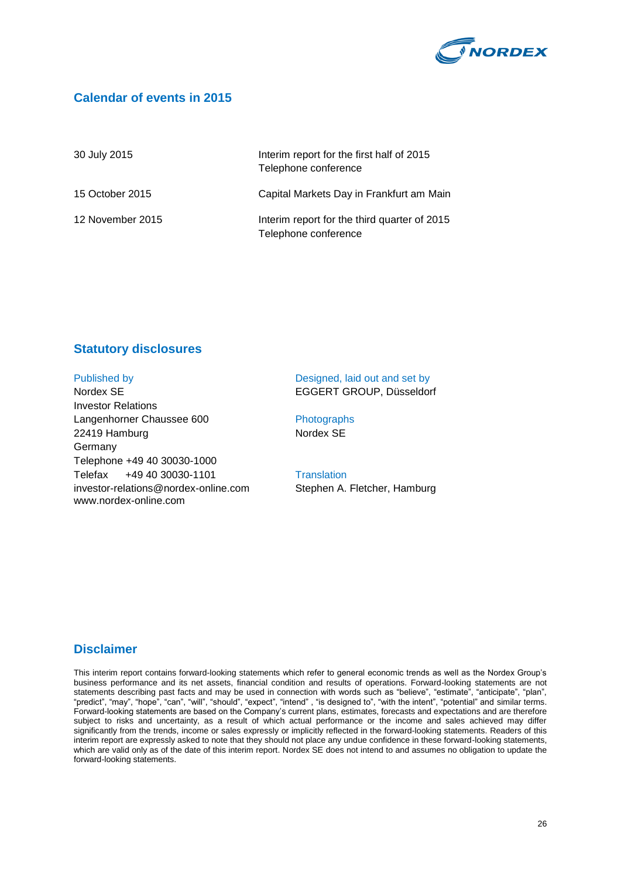## Calendar of events in 2015

| | |
|---|---|
| 30 July 2015 | Interim report for the first half of 2015<br>Telephone conference |
| 15 October 2015 | Capital Markets Day in Frankfurt am Main |
| 12 November 2015 | Interim report for the third quarter of 2015<br>Telephone conference |

## Statutory disclosures

**Published by**
Nordex SE
Investor Relations
Langenhorner Chaussee 600
22419 Hamburg
Germany
Telephone +49 40 30030-1000
Telefax +49 40 30030-1101
investor-relations@nordex-online.com
www.nordex-online.com

**Designed, laid out and set by**
EGGERT GROUP, Düsseldorf

**Photographs**
Nordex SE

**Translation**
Stephen A. Fletcher, Hamburg

## Disclaimer

This interim report contains forward-looking statements which refer to general economic trends as well as the Nordex Group's business performance and its net assets, financial condition and results of operations. Forward-looking statements are not statements describing past facts and may be used in connection with words such as "believe", "estimate", "anticipate", "plan", "predict", "may", "hope", "can", "will", "should", "expect", "intend" , "is designed to", "with the intent", "potential" and similar terms. Forward-looking statements are based on the Company's current plans, estimates, forecasts and expectations and are therefore subject to risks and uncertainty, as a result of which actual performance or the income and sales achieved may differ significantly from the trends, income or sales expressly or implicitly reflected in the forward-looking statements. Readers of this interim report are expressly asked to note that they should not place any undue confidence in these forward-looking statements, which are valid only as of the date of this interim report. Nordex SE does not intend to and assumes no obligation to update the forward-looking statements.